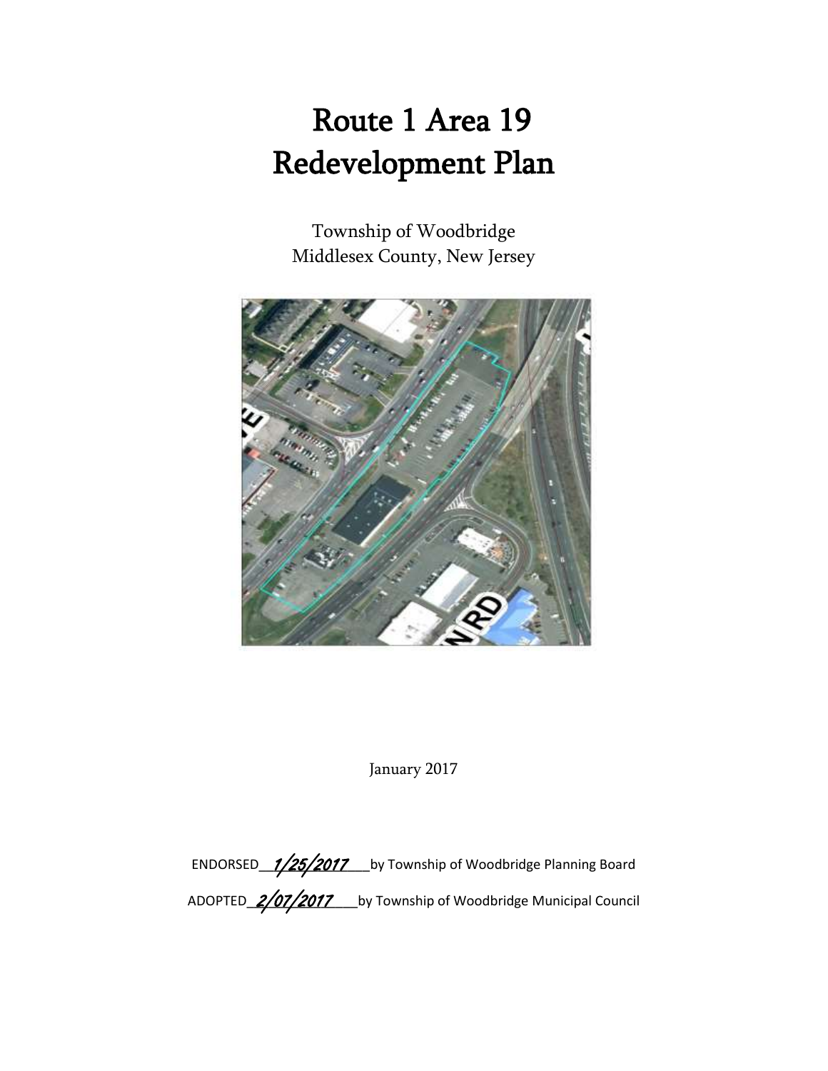# Route 1 Area 19
# Redevelopment Plan

Township of Woodbridge
Middlesex County, New Jersey

January 2017

ENDORSED__*1/25/2017*___by Township of Woodbridge Planning Board

ADOPTED_*2/07/2017*___by Township of Woodbridge Municipal Council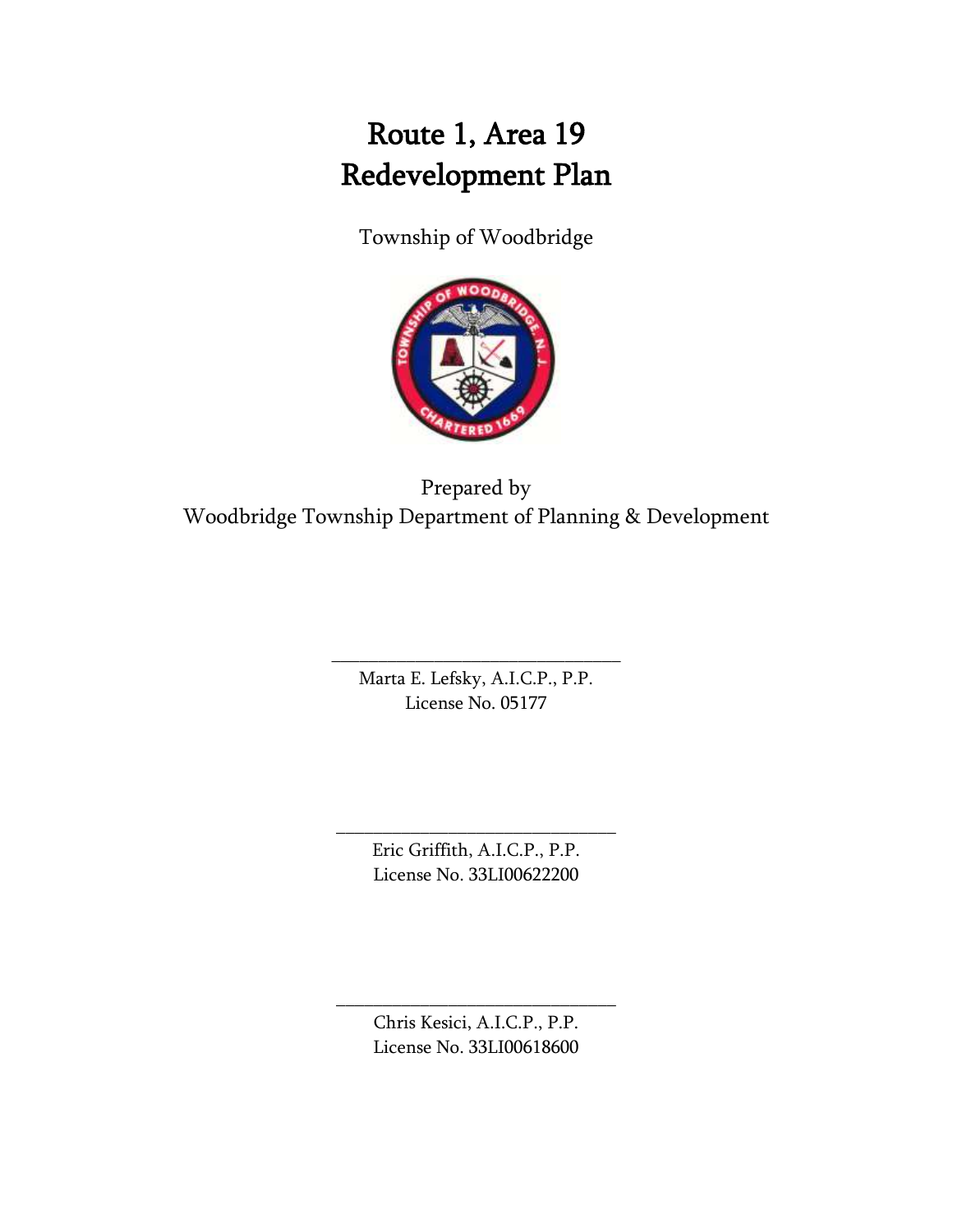# Route 1, Area 19
# Redevelopment Plan

Township of Woodbridge

Prepared by
Woodbridge Township Department of Planning & Development

\_\_\_\_\_\_\_\_\_\_\_\_\_\_\_\_\_\_\_\_\_\_\_\_\_\_\_\_\_\_\_\_

Marta E. Lefsky, A.I.C.P., P.P.
License No. 05177

\_\_\_\_\_\_\_\_\_\_\_\_\_\_\_\_\_\_\_\_\_\_\_\_\_\_\_\_\_\_\_\_

Eric Griffith, A.I.C.P., P.P.
License No. 33LI00622200

\_\_\_\_\_\_\_\_\_\_\_\_\_\_\_\_\_\_\_\_\_\_\_\_\_\_\_\_\_\_\_\_

Chris Kesici, A.I.C.P., P.P.
License No. 33LI00618600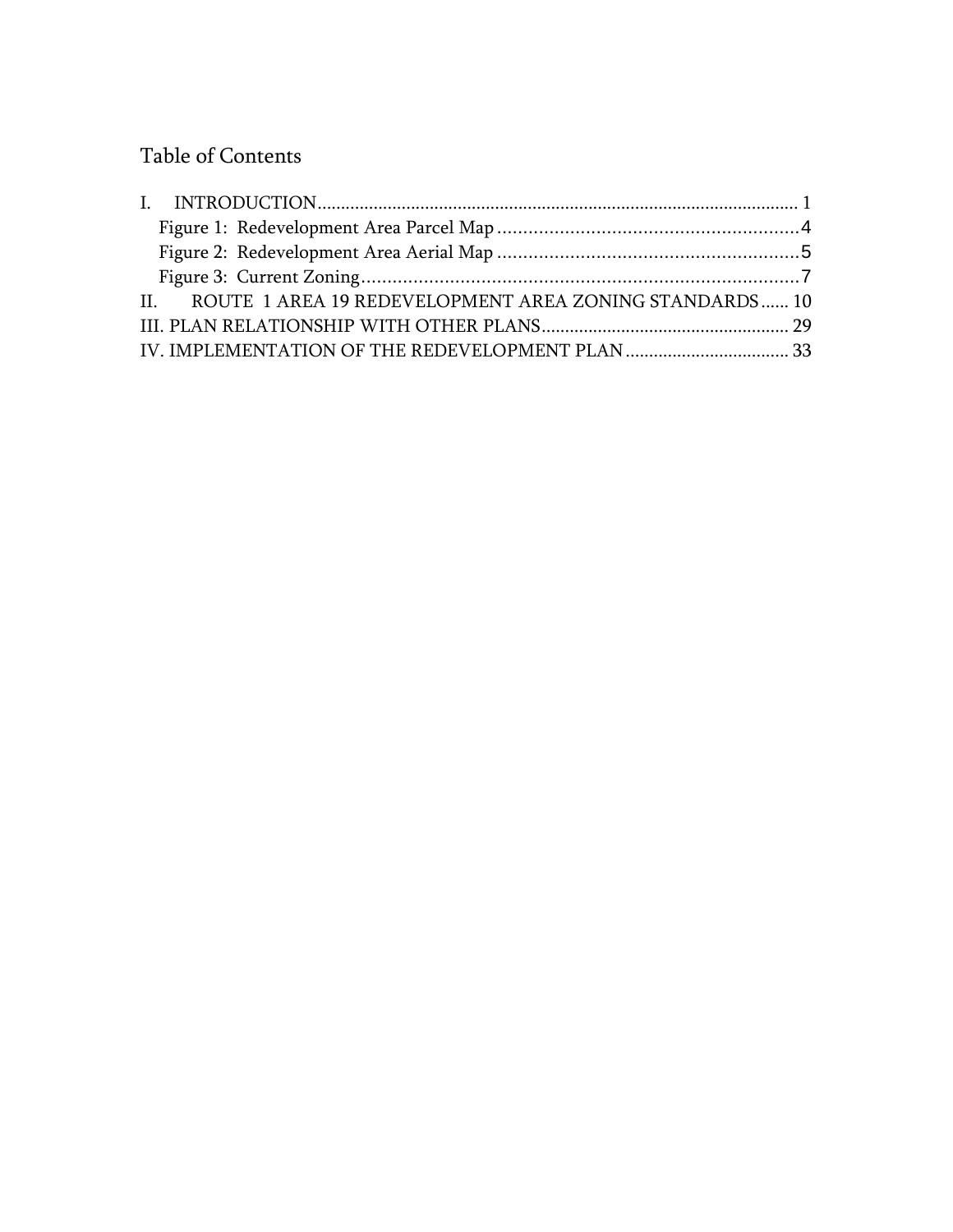# Table of Contents

I. INTRODUCTION....................................................................................................... 1

Figure 1: Redevelopment Area Parcel Map ..........................................................4

Figure 2: Redevelopment Area Aerial Map ..........................................................5

Figure 3: Current Zoning.....................................................................................7

II. ROUTE 1 AREA 19 REDEVELOPMENT AREA ZONING STANDARDS...... 10

III. PLAN RELATIONSHIP WITH OTHER PLANS..................................................... 29

IV. IMPLEMENTATION OF THE REDEVELOPMENT PLAN................................... 33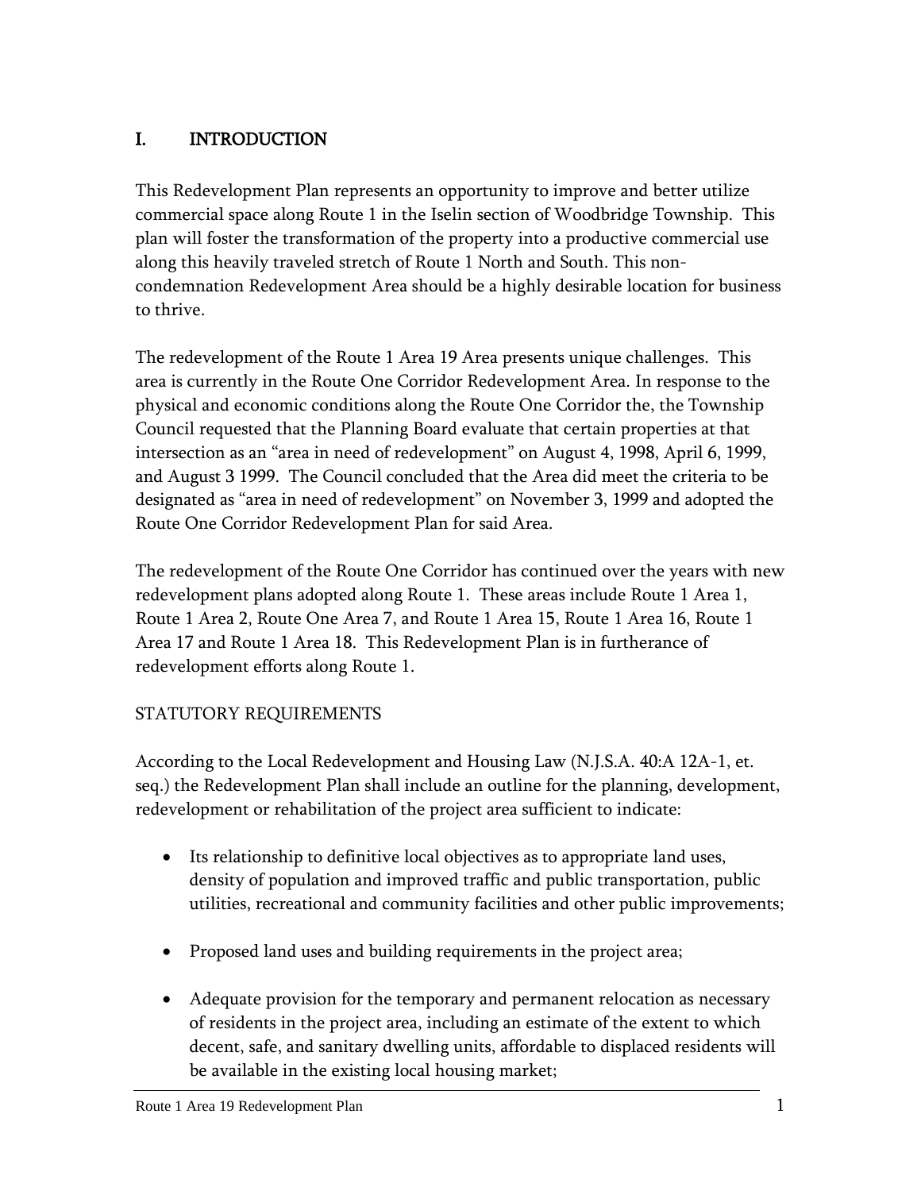# I. INTRODUCTION

This Redevelopment Plan represents an opportunity to improve and better utilize commercial space along Route 1 in the Iselin section of Woodbridge Township. This plan will foster the transformation of the property into a productive commercial use along this heavily traveled stretch of Route 1 North and South. This non-condemnation Redevelopment Area should be a highly desirable location for business to thrive.

The redevelopment of the Route 1 Area 19 Area presents unique challenges. This area is currently in the Route One Corridor Redevelopment Area. In response to the physical and economic conditions along the Route One Corridor the, the Township Council requested that the Planning Board evaluate that certain properties at that intersection as an "area in need of redevelopment" on August 4, 1998, April 6, 1999, and August 3 1999. The Council concluded that the Area did meet the criteria to be designated as "area in need of redevelopment" on November 3, 1999 and adopted the Route One Corridor Redevelopment Plan for said Area.

The redevelopment of the Route One Corridor has continued over the years with new redevelopment plans adopted along Route 1. These areas include Route 1 Area 1, Route 1 Area 2, Route One Area 7, and Route 1 Area 15, Route 1 Area 16, Route 1 Area 17 and Route 1 Area 18. This Redevelopment Plan is in furtherance of redevelopment efforts along Route 1.

## STATUTORY REQUIREMENTS

According to the Local Redevelopment and Housing Law (N.J.S.A. 40:A 12A-1, et. seq.) the Redevelopment Plan shall include an outline for the planning, development, redevelopment or rehabilitation of the project area sufficient to indicate:

- Its relationship to definitive local objectives as to appropriate land uses, density of population and improved traffic and public transportation, public utilities, recreational and community facilities and other public improvements;

- Proposed land uses and building requirements in the project area;

- Adequate provision for the temporary and permanent relocation as necessary of residents in the project area, including an estimate of the extent to which decent, safe, and sanitary dwelling units, affordable to displaced residents will be available in the existing local housing market;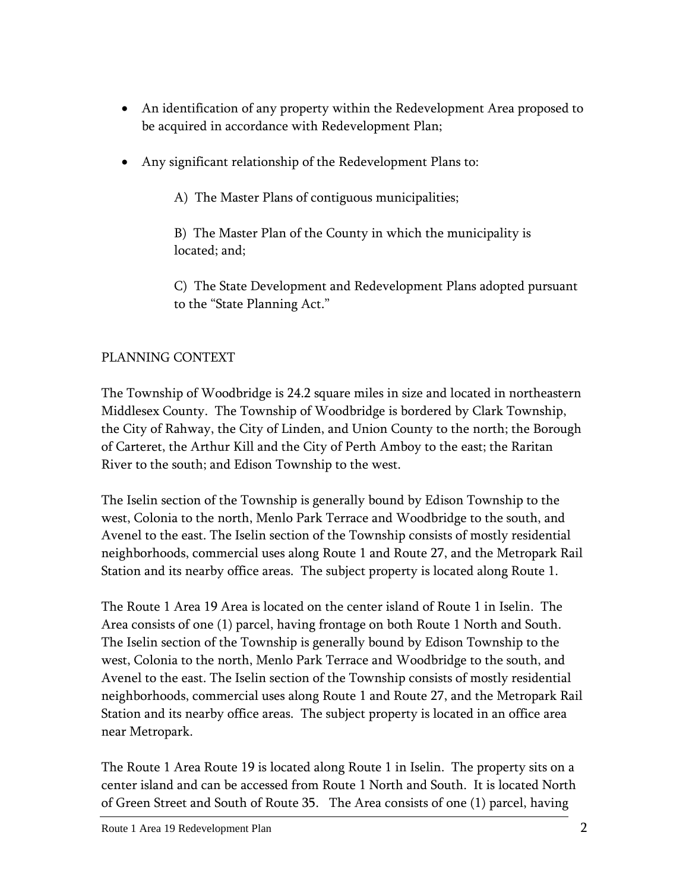- An identification of any property within the Redevelopment Area proposed to be acquired in accordance with Redevelopment Plan;
- Any significant relationship of the Redevelopment Plans to:

  A) The Master Plans of contiguous municipalities;

  B) The Master Plan of the County in which the municipality is located; and;

  C) The State Development and Redevelopment Plans adopted pursuant to the "State Planning Act."

## PLANNING CONTEXT

The Township of Woodbridge is 24.2 square miles in size and located in northeastern Middlesex County. The Township of Woodbridge is bordered by Clark Township, the City of Rahway, the City of Linden, and Union County to the north; the Borough of Carteret, the Arthur Kill and the City of Perth Amboy to the east; the Raritan River to the south; and Edison Township to the west.

The Iselin section of the Township is generally bound by Edison Township to the west, Colonia to the north, Menlo Park Terrace and Woodbridge to the south, and Avenel to the east. The Iselin section of the Township consists of mostly residential neighborhoods, commercial uses along Route 1 and Route 27, and the Metropark Rail Station and its nearby office areas. The subject property is located along Route 1.

The Route 1 Area 19 Area is located on the center island of Route 1 in Iselin. The Area consists of one (1) parcel, having frontage on both Route 1 North and South. The Iselin section of the Township is generally bound by Edison Township to the west, Colonia to the north, Menlo Park Terrace and Woodbridge to the south, and Avenel to the east. The Iselin section of the Township consists of mostly residential neighborhoods, commercial uses along Route 1 and Route 27, and the Metropark Rail Station and its nearby office areas. The subject property is located in an office area near Metropark.

The Route 1 Area Route 19 is located along Route 1 in Iselin. The property sits on a center island and can be accessed from Route 1 North and South. It is located North of Green Street and South of Route 35. The Area consists of one (1) parcel, having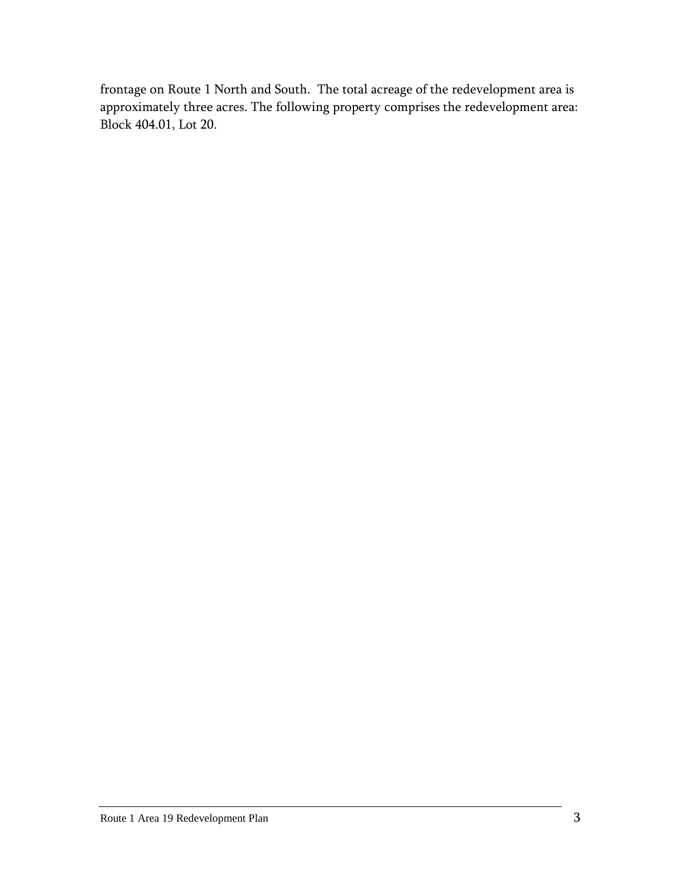frontage on Route 1 North and South. The total acreage of the redevelopment area is approximately three acres. The following property comprises the redevelopment area: Block 404.01, Lot 20.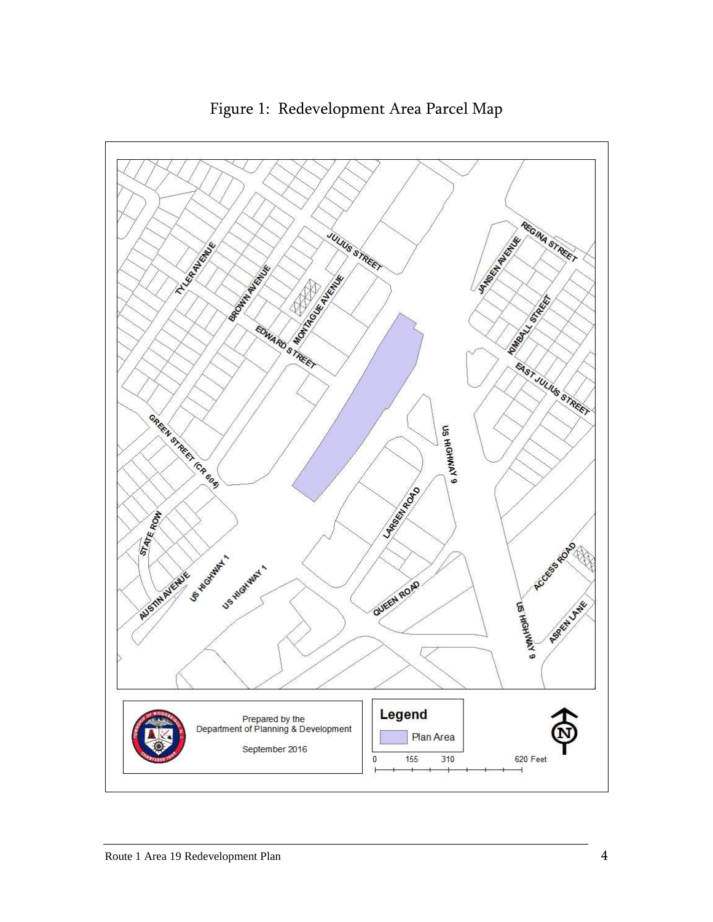Figure 1: Redevelopment Area Parcel Map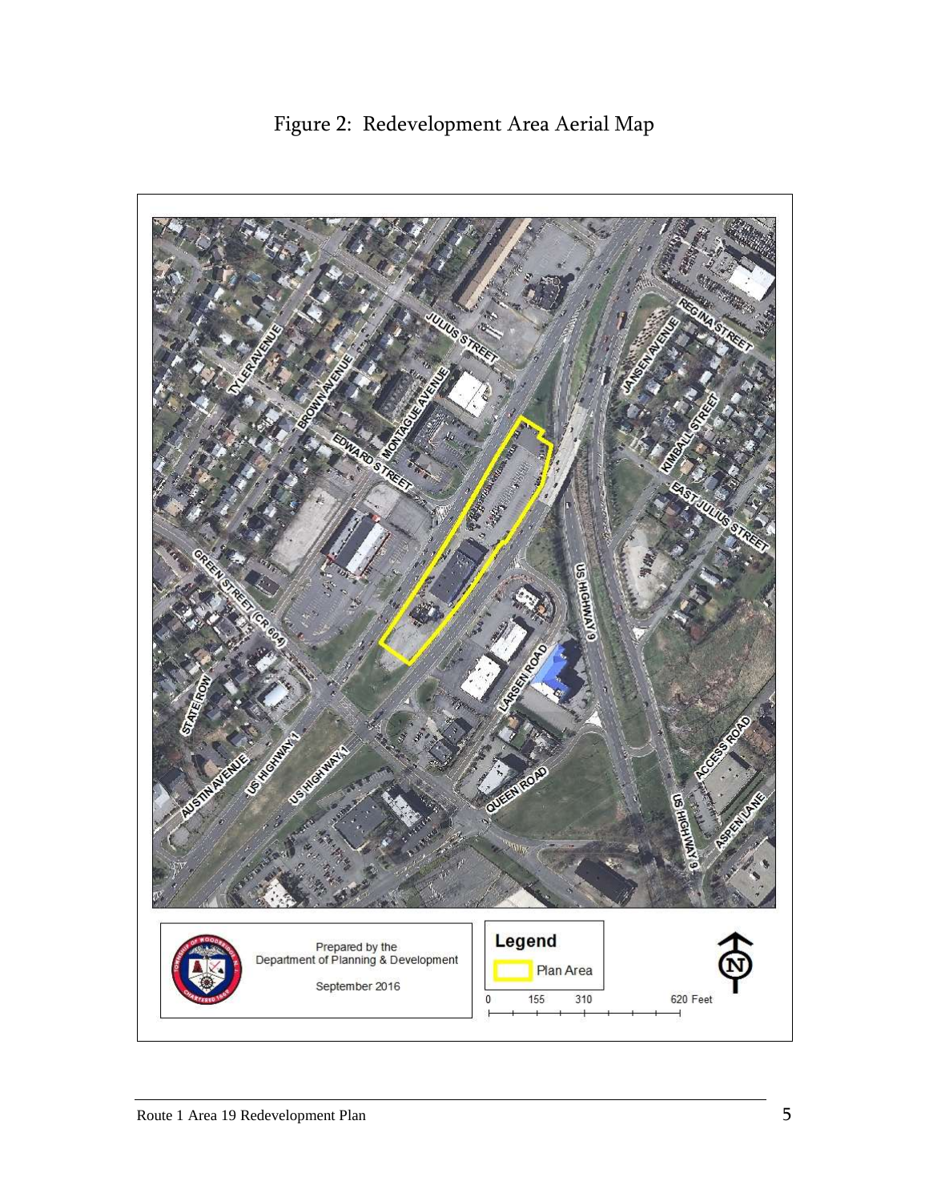Figure 2: Redevelopment Area Aerial Map

JULIUS STREET
TYLER AVENUE
BROWN AVENUE
MONTAGUE AVENUE
EDWARD STREET
REGINA STREET
JANSEN AVENUE
KIMBALL STREET
EAST JULIUS STREET
US HIGHWAY 9
GREEN STREET (CR 604)
LARSEN ROAD
STATE ROW
AUSTIN AVENUE
US HIGHWAY 1
US HIGHWAY 1
QUEEN ROAD
ACCESS ROAD
ASPEN LANE
US HIGHWAY 9

Prepared by the
Department of Planning & Development

September 2016

Legend
Plan Area

0 155 310 620 Feet

N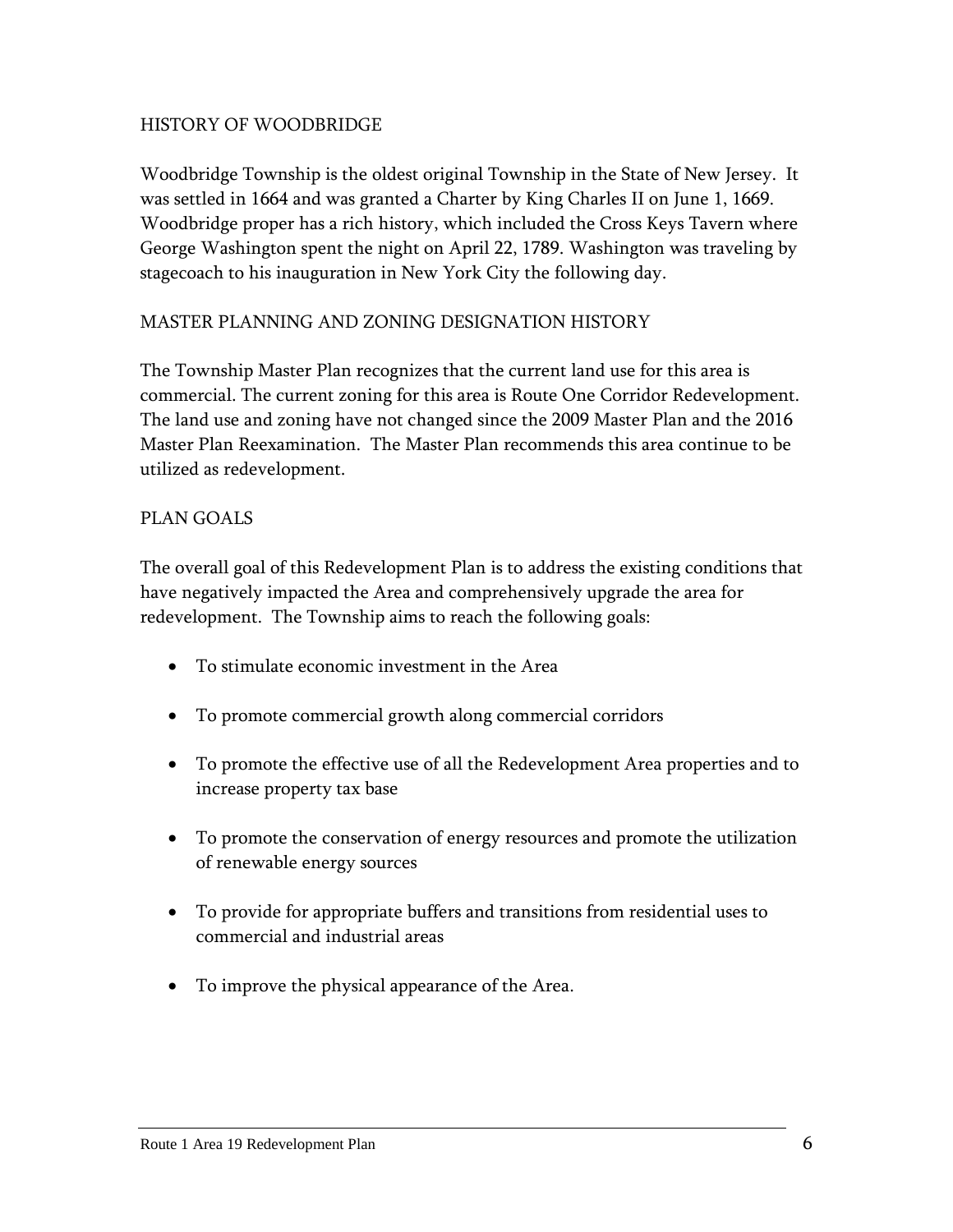## HISTORY OF WOODBRIDGE

Woodbridge Township is the oldest original Township in the State of New Jersey. It was settled in 1664 and was granted a Charter by King Charles II on June 1, 1669. Woodbridge proper has a rich history, which included the Cross Keys Tavern where George Washington spent the night on April 22, 1789. Washington was traveling by stagecoach to his inauguration in New York City the following day.

## MASTER PLANNING AND ZONING DESIGNATION HISTORY

The Township Master Plan recognizes that the current land use for this area is commercial. The current zoning for this area is Route One Corridor Redevelopment. The land use and zoning have not changed since the 2009 Master Plan and the 2016 Master Plan Reexamination. The Master Plan recommends this area continue to be utilized as redevelopment.

## PLAN GOALS

The overall goal of this Redevelopment Plan is to address the existing conditions that have negatively impacted the Area and comprehensively upgrade the area for redevelopment. The Township aims to reach the following goals:

- To stimulate economic investment in the Area
- To promote commercial growth along commercial corridors
- To promote the effective use of all the Redevelopment Area properties and to increase property tax base
- To promote the conservation of energy resources and promote the utilization of renewable energy sources
- To provide for appropriate buffers and transitions from residential uses to commercial and industrial areas
- To improve the physical appearance of the Area.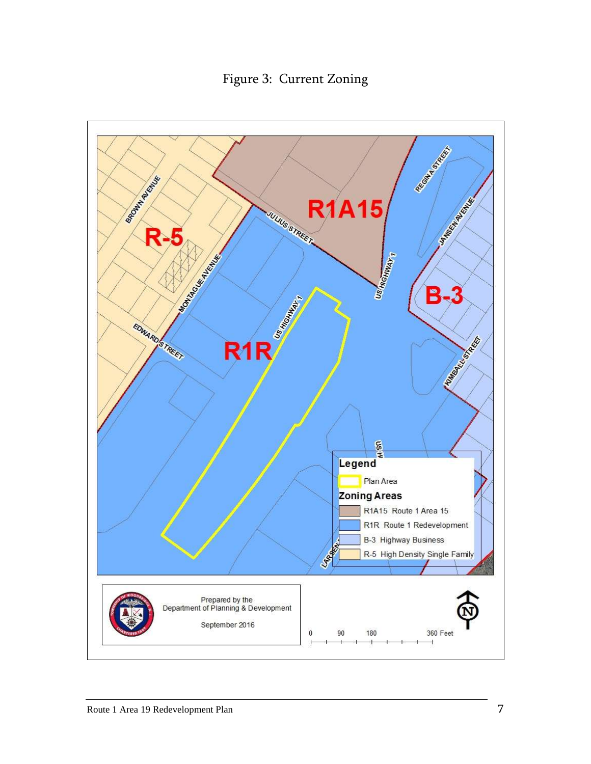# Figure 3: Current Zoning

R-5

R1A15

R1R

B-3

BROWN AVENUE

MONTAGUE AVENUE

EDWARD STREET

JULIUS STREET

US HIGHWAY 1

REGINA STREET

JANSEN AVENUE

KIMBALL STREET

LARSEN

**Legend**

Plan Area

**Zoning Areas**

R1A15 Route 1 Area 15

R1R Route 1 Redevelopment

B-3 Highway Business

R-5 High Density Single Family

Prepared by the
Department of Planning & Development

September 2016

0 90 180 360 Feet

N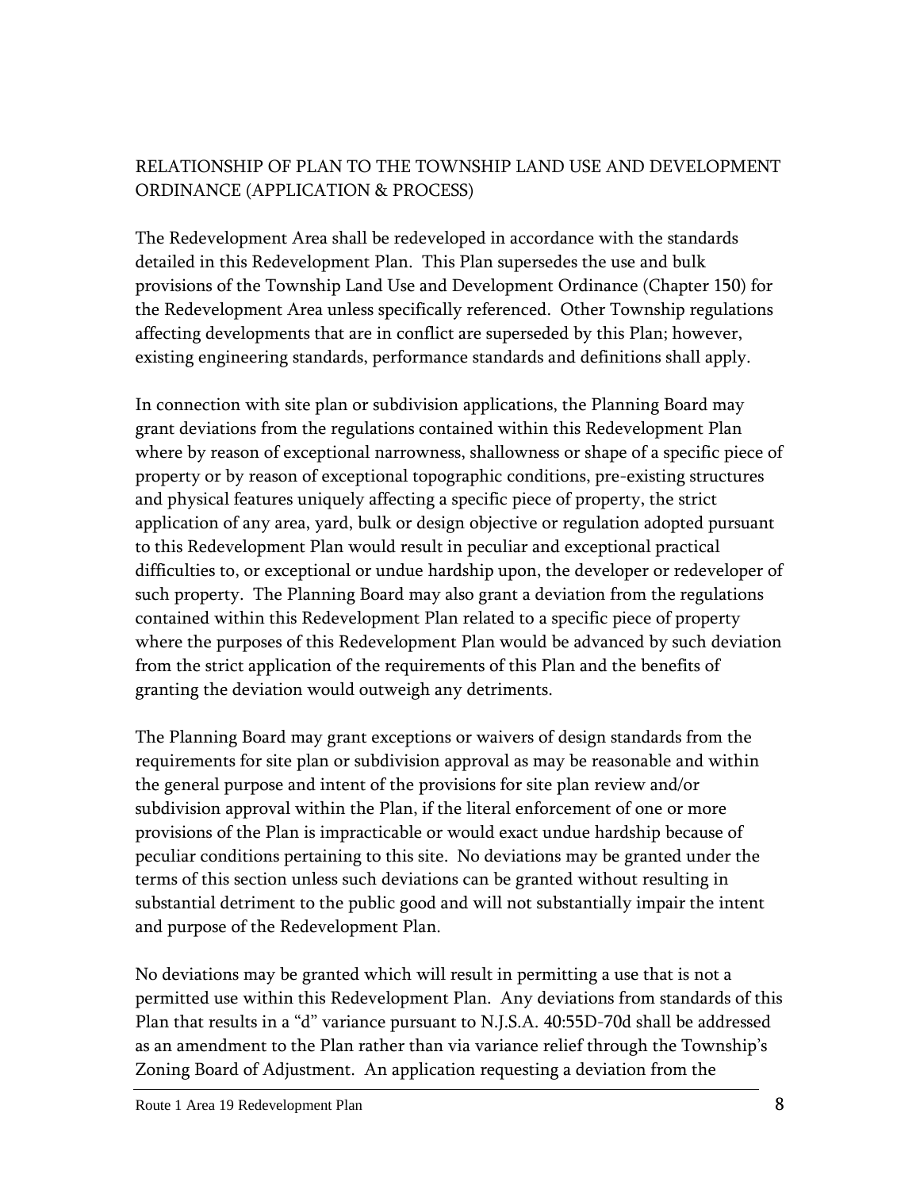## RELATIONSHIP OF PLAN TO THE TOWNSHIP LAND USE AND DEVELOPMENT ORDINANCE (APPLICATION & PROCESS)

The Redevelopment Area shall be redeveloped in accordance with the standards detailed in this Redevelopment Plan. This Plan supersedes the use and bulk provisions of the Township Land Use and Development Ordinance (Chapter 150) for the Redevelopment Area unless specifically referenced. Other Township regulations affecting developments that are in conflict are superseded by this Plan; however, existing engineering standards, performance standards and definitions shall apply.

In connection with site plan or subdivision applications, the Planning Board may grant deviations from the regulations contained within this Redevelopment Plan where by reason of exceptional narrowness, shallowness or shape of a specific piece of property or by reason of exceptional topographic conditions, pre-existing structures and physical features uniquely affecting a specific piece of property, the strict application of any area, yard, bulk or design objective or regulation adopted pursuant to this Redevelopment Plan would result in peculiar and exceptional practical difficulties to, or exceptional or undue hardship upon, the developer or redeveloper of such property. The Planning Board may also grant a deviation from the regulations contained within this Redevelopment Plan related to a specific piece of property where the purposes of this Redevelopment Plan would be advanced by such deviation from the strict application of the requirements of this Plan and the benefits of granting the deviation would outweigh any detriments.

The Planning Board may grant exceptions or waivers of design standards from the requirements for site plan or subdivision approval as may be reasonable and within the general purpose and intent of the provisions for site plan review and/or subdivision approval within the Plan, if the literal enforcement of one or more provisions of the Plan is impracticable or would exact undue hardship because of peculiar conditions pertaining to this site. No deviations may be granted under the terms of this section unless such deviations can be granted without resulting in substantial detriment to the public good and will not substantially impair the intent and purpose of the Redevelopment Plan.

No deviations may be granted which will result in permitting a use that is not a permitted use within this Redevelopment Plan. Any deviations from standards of this Plan that results in a "d" variance pursuant to N.J.S.A. 40:55D-70d shall be addressed as an amendment to the Plan rather than via variance relief through the Township's Zoning Board of Adjustment. An application requesting a deviation from the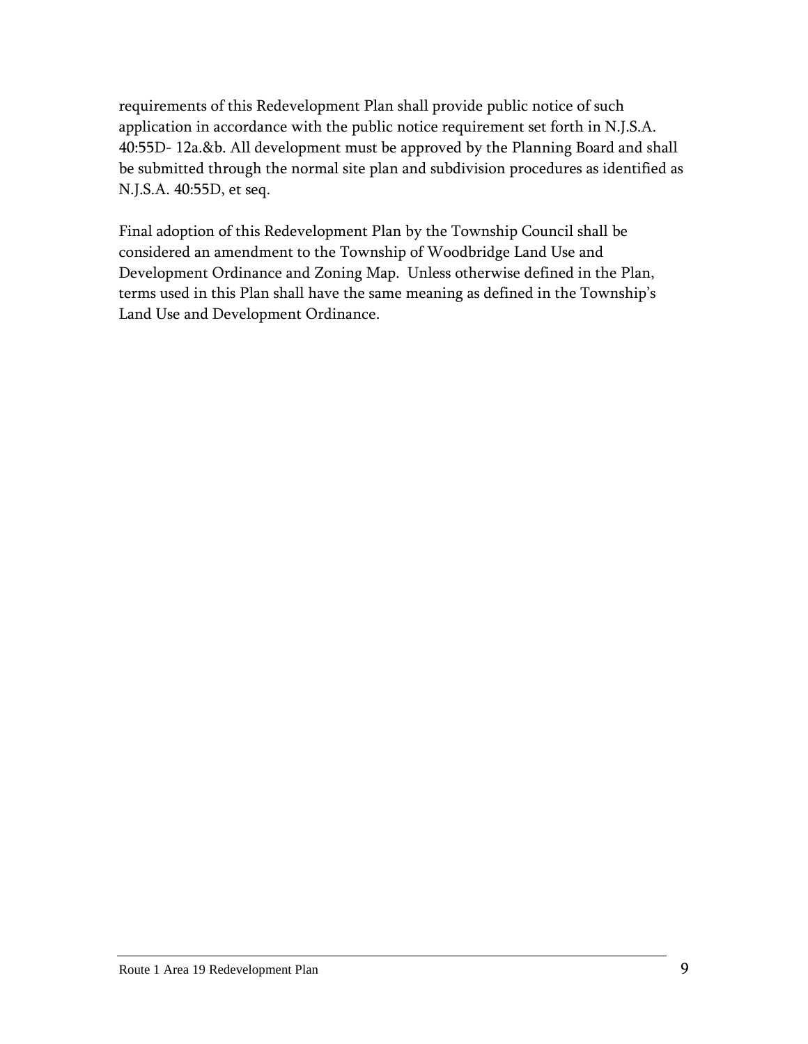requirements of this Redevelopment Plan shall provide public notice of such application in accordance with the public notice requirement set forth in N.J.S.A. 40:55D- 12a.&b. All development must be approved by the Planning Board and shall be submitted through the normal site plan and subdivision procedures as identified as N.J.S.A. 40:55D, et seq.

Final adoption of this Redevelopment Plan by the Township Council shall be considered an amendment to the Township of Woodbridge Land Use and Development Ordinance and Zoning Map. Unless otherwise defined in the Plan, terms used in this Plan shall have the same meaning as defined in the Township's Land Use and Development Ordinance.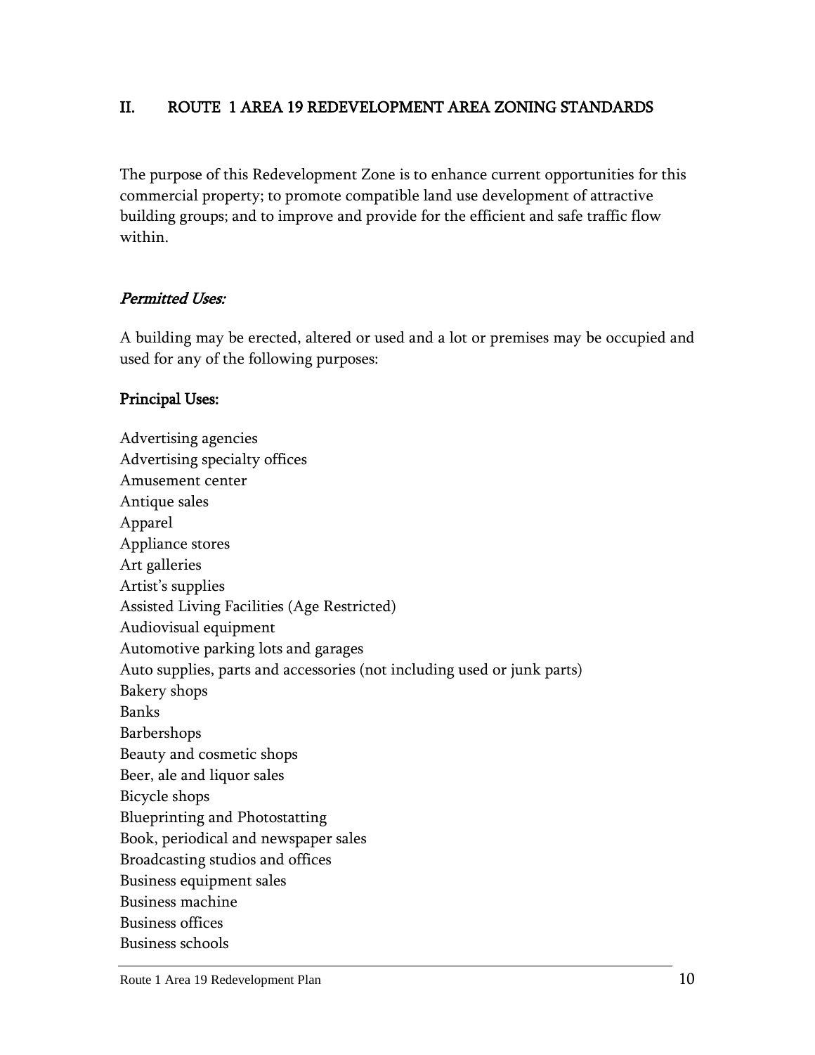## II. ROUTE 1 AREA 19 REDEVELOPMENT AREA ZONING STANDARDS

The purpose of this Redevelopment Zone is to enhance current opportunities for this commercial property; to promote compatible land use development of attractive building groups; and to improve and provide for the efficient and safe traffic flow within.

### *Permitted Uses:*

A building may be erected, altered or used and a lot or premises may be occupied and used for any of the following purposes:

### Principal Uses:

Advertising agencies
Advertising specialty offices
Amusement center
Antique sales
Apparel
Appliance stores
Art galleries
Artist's supplies
Assisted Living Facilities (Age Restricted)
Audiovisual equipment
Automotive parking lots and garages
Auto supplies, parts and accessories (not including used or junk parts)
Bakery shops
Banks
Barbershops
Beauty and cosmetic shops
Beer, ale and liquor sales
Bicycle shops
Blueprinting and Photostatting
Book, periodical and newspaper sales
Broadcasting studios and offices
Business equipment sales
Business machine
Business offices
Business schools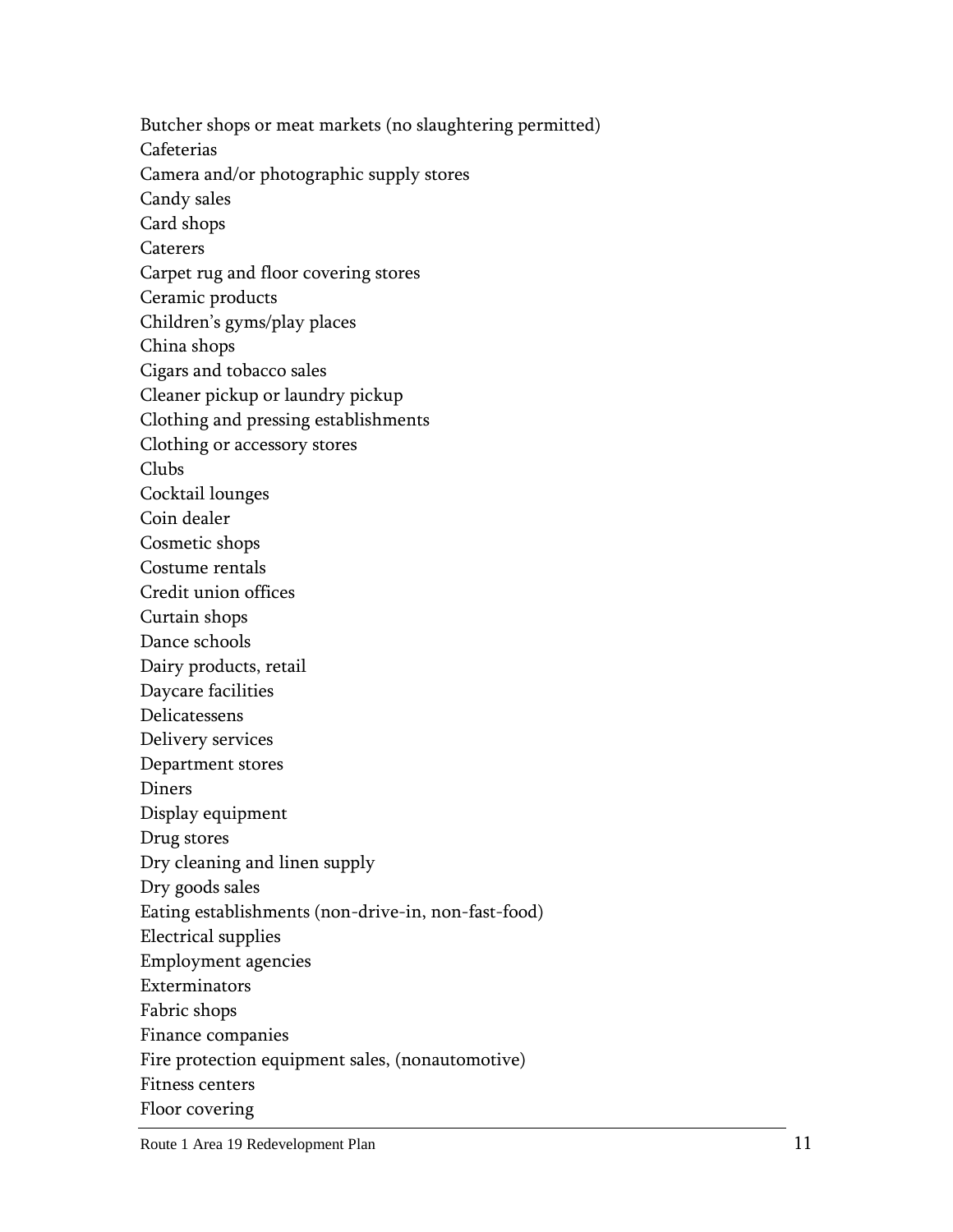Butcher shops or meat markets (no slaughtering permitted)
Cafeterias
Camera and/or photographic supply stores
Candy sales
Card shops
Caterers
Carpet rug and floor covering stores
Ceramic products
Children's gyms/play places
China shops
Cigars and tobacco sales
Cleaner pickup or laundry pickup
Clothing and pressing establishments
Clothing or accessory stores
Clubs
Cocktail lounges
Coin dealer
Cosmetic shops
Costume rentals
Credit union offices
Curtain shops
Dance schools
Dairy products, retail
Daycare facilities
Delicatessens
Delivery services
Department stores
Diners
Display equipment
Drug stores
Dry cleaning and linen supply
Dry goods sales
Eating establishments (non-drive-in, non-fast-food)
Electrical supplies
Employment agencies
Exterminators
Fabric shops
Finance companies
Fire protection equipment sales, (nonautomotive)
Fitness centers
Floor covering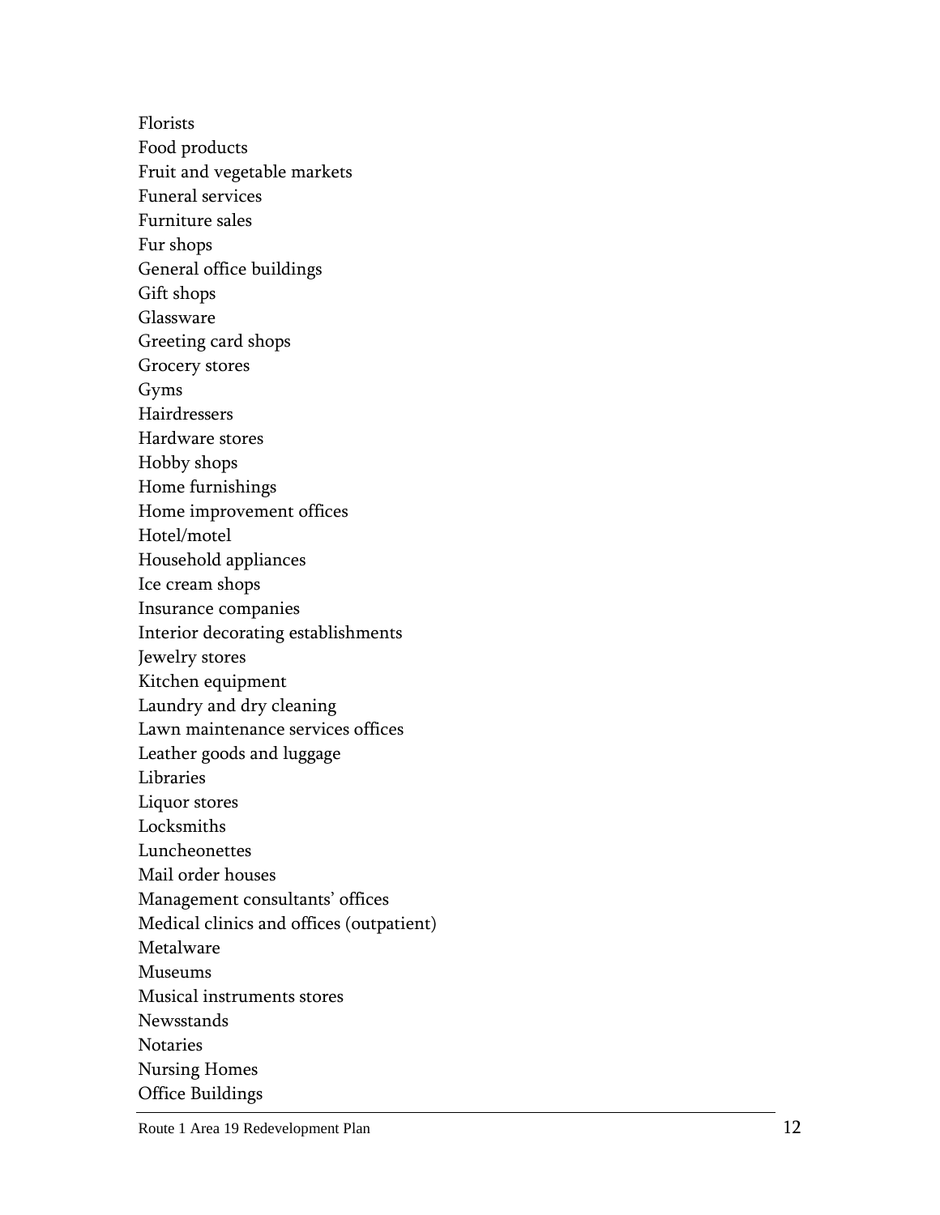Florists
Food products
Fruit and vegetable markets
Funeral services
Furniture sales
Fur shops
General office buildings
Gift shops
Glassware
Greeting card shops
Grocery stores
Gyms
Hairdressers
Hardware stores
Hobby shops
Home furnishings
Home improvement offices
Hotel/motel
Household appliances
Ice cream shops
Insurance companies
Interior decorating establishments
Jewelry stores
Kitchen equipment
Laundry and dry cleaning
Lawn maintenance services offices
Leather goods and luggage
Libraries
Liquor stores
Locksmiths
Luncheonettes
Mail order houses
Management consultants' offices
Medical clinics and offices (outpatient)
Metalware
Museums
Musical instruments stores
Newsstands
Notaries
Nursing Homes
Office Buildings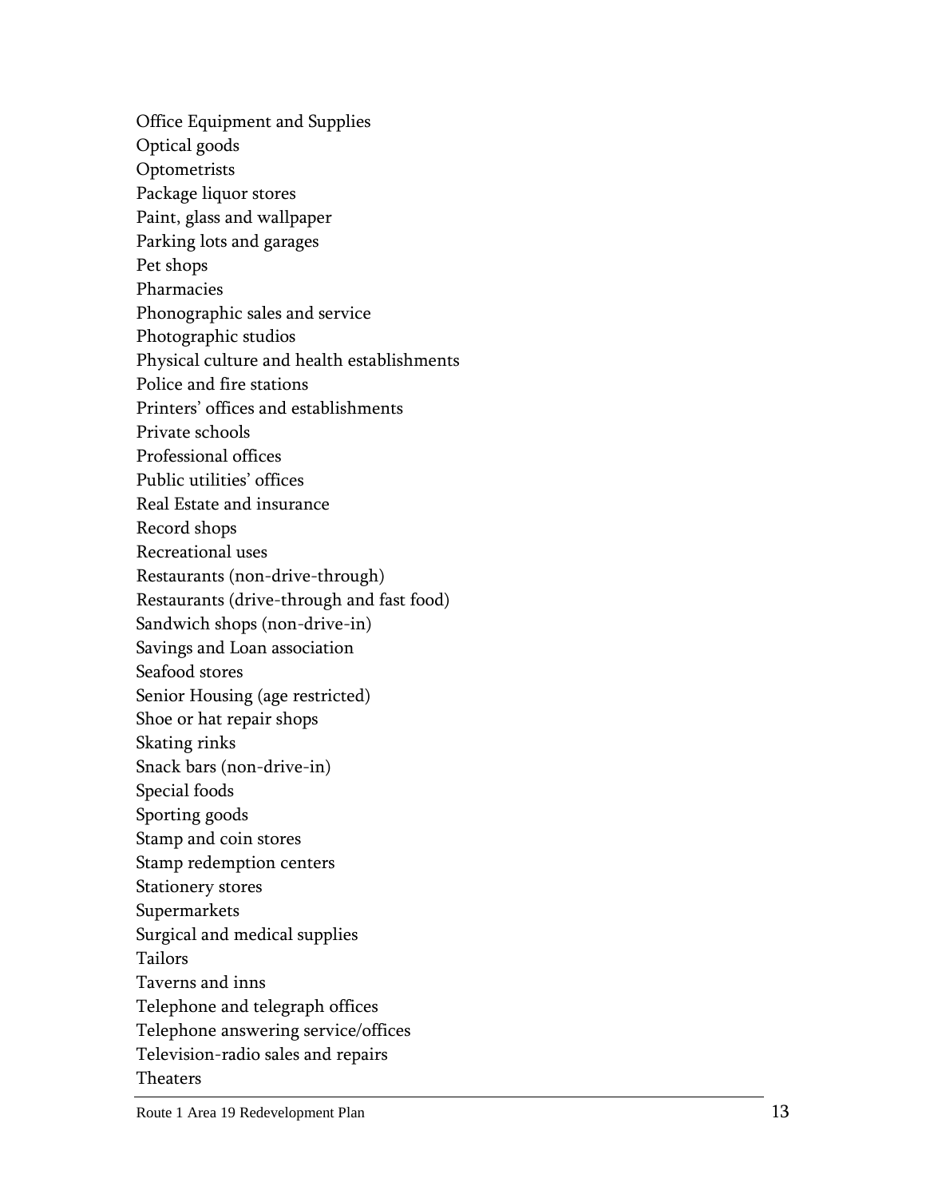Office Equipment and Supplies
Optical goods
Optometrists
Package liquor stores
Paint, glass and wallpaper
Parking lots and garages
Pet shops
Pharmacies
Phonographic sales and service
Photographic studios
Physical culture and health establishments
Police and fire stations
Printers' offices and establishments
Private schools
Professional offices
Public utilities' offices
Real Estate and insurance
Record shops
Recreational uses
Restaurants (non-drive-through)
Restaurants (drive-through and fast food)
Sandwich shops (non-drive-in)
Savings and Loan association
Seafood stores
Senior Housing (age restricted)
Shoe or hat repair shops
Skating rinks
Snack bars (non-drive-in)
Special foods
Sporting goods
Stamp and coin stores
Stamp redemption centers
Stationery stores
Supermarkets
Surgical and medical supplies
Tailors
Taverns and inns
Telephone and telegraph offices
Telephone answering service/offices
Television-radio sales and repairs
Theaters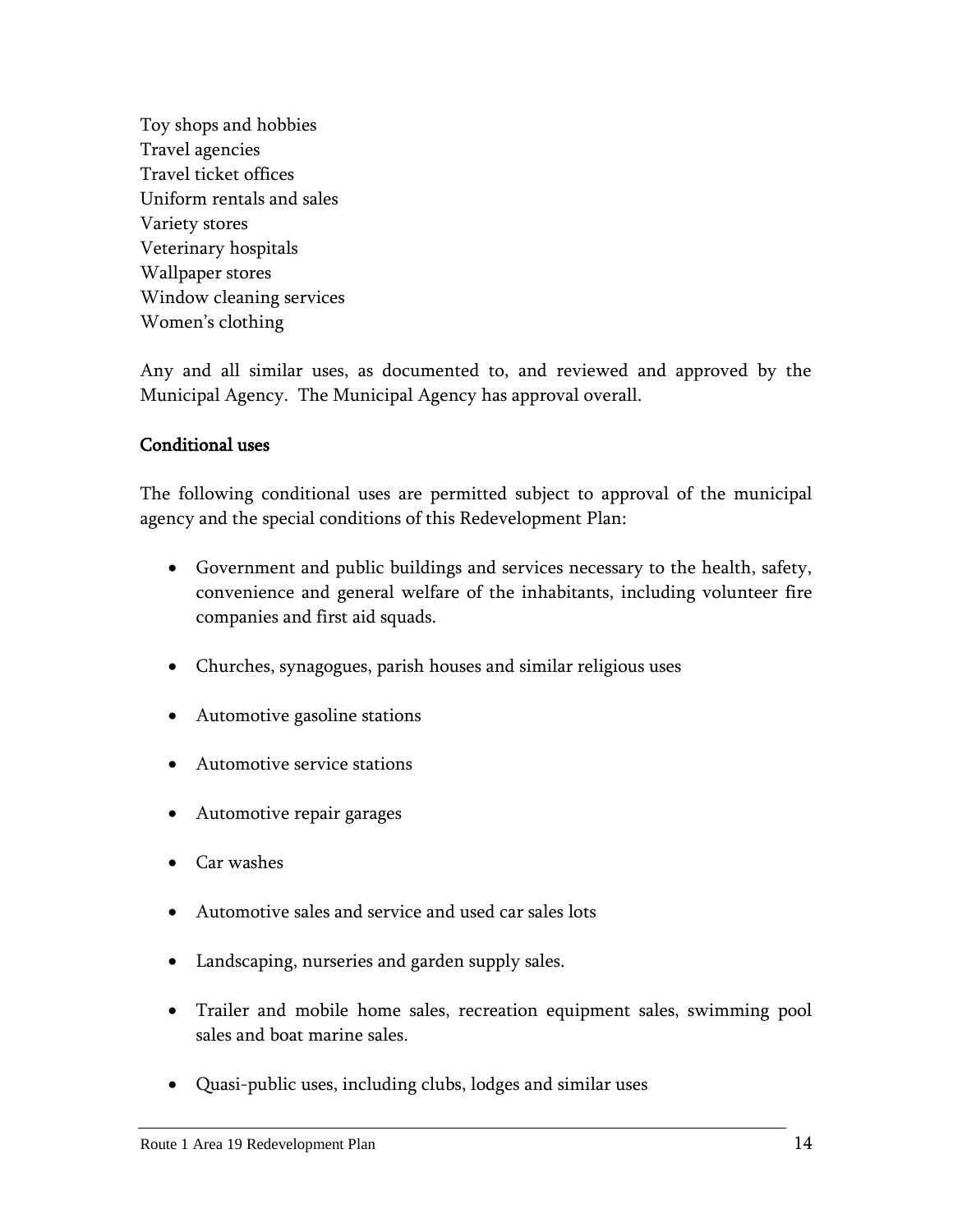Toy shops and hobbies
Travel agencies
Travel ticket offices
Uniform rentals and sales
Variety stores
Veterinary hospitals
Wallpaper stores
Window cleaning services
Women's clothing

Any and all similar uses, as documented to, and reviewed and approved by the Municipal Agency. The Municipal Agency has approval overall.

**Conditional uses**

The following conditional uses are permitted subject to approval of the municipal agency and the special conditions of this Redevelopment Plan:

- Government and public buildings and services necessary to the health, safety, convenience and general welfare of the inhabitants, including volunteer fire companies and first aid squads.
- Churches, synagogues, parish houses and similar religious uses
- Automotive gasoline stations
- Automotive service stations
- Automotive repair garages
- Car washes
- Automotive sales and service and used car sales lots
- Landscaping, nurseries and garden supply sales.
- Trailer and mobile home sales, recreation equipment sales, swimming pool sales and boat marine sales.
- Quasi-public uses, including clubs, lodges and similar uses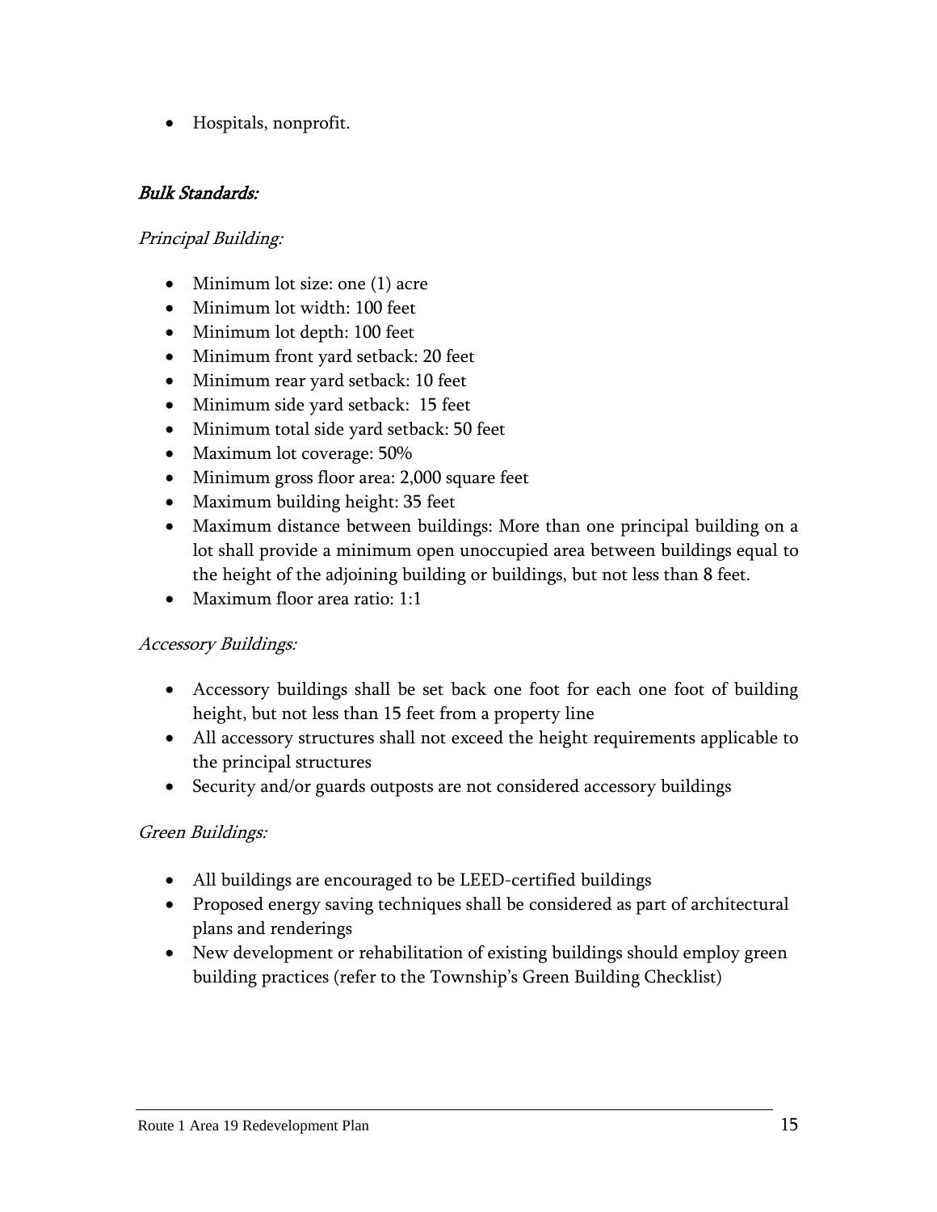- Hospitals, nonprofit.

### *Bulk Standards:*

#### *Principal Building:*

- Minimum lot size: one (1) acre
- Minimum lot width: 100 feet
- Minimum lot depth: 100 feet
- Minimum front yard setback: 20 feet
- Minimum rear yard setback: 10 feet
- Minimum side yard setback: 15 feet
- Minimum total side yard setback: 50 feet
- Maximum lot coverage: 50%
- Minimum gross floor area: 2,000 square feet
- Maximum building height: 35 feet
- Maximum distance between buildings: More than one principal building on a lot shall provide a minimum open unoccupied area between buildings equal to the height of the adjoining building or buildings, but not less than 8 feet.
- Maximum floor area ratio: 1:1

#### *Accessory Buildings:*

- Accessory buildings shall be set back one foot for each one foot of building height, but not less than 15 feet from a property line
- All accessory structures shall not exceed the height requirements applicable to the principal structures
- Security and/or guards outposts are not considered accessory buildings

#### *Green Buildings:*

- All buildings are encouraged to be LEED-certified buildings
- Proposed energy saving techniques shall be considered as part of architectural plans and renderings
- New development or rehabilitation of existing buildings should employ green building practices (refer to the Township's Green Building Checklist)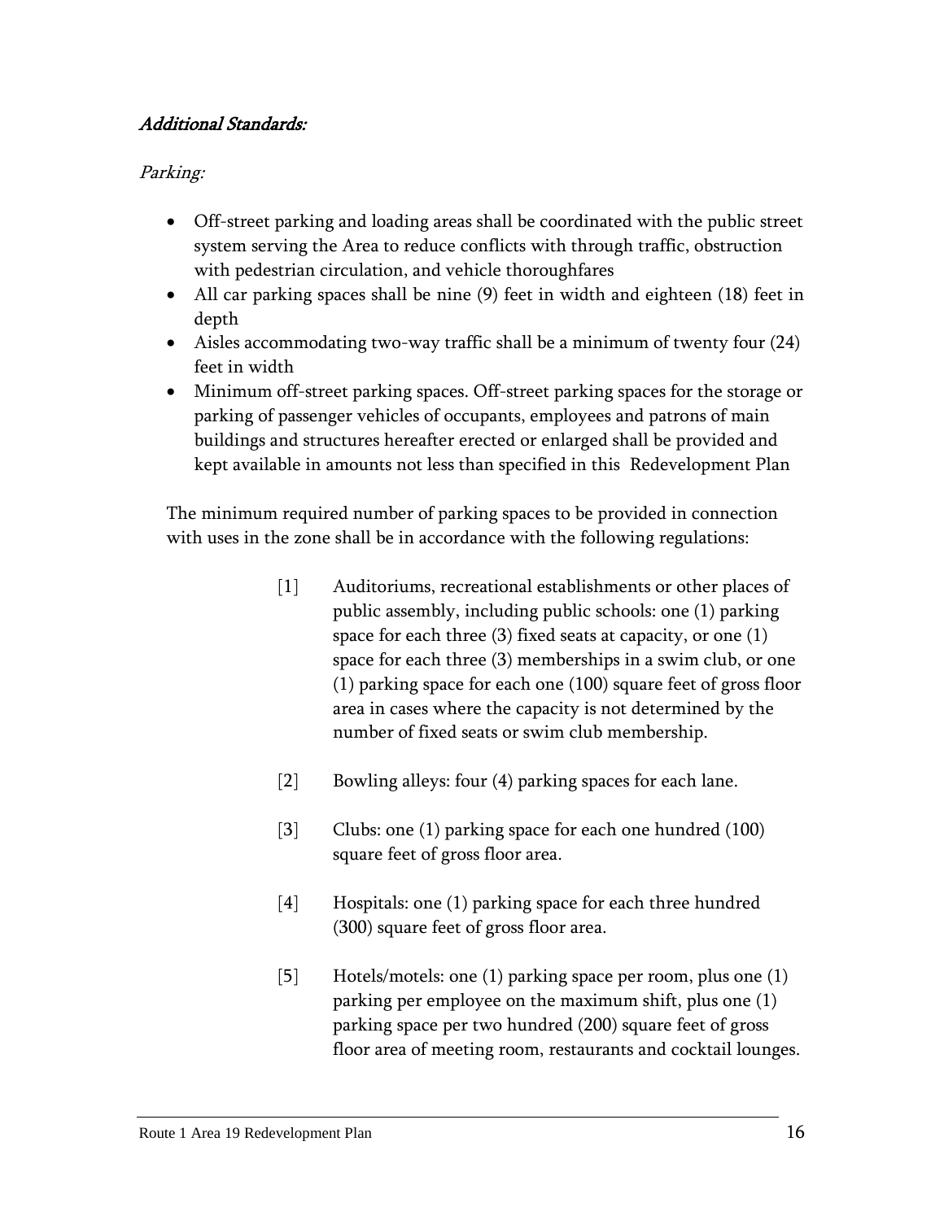### *Additional Standards:*

*Parking:*

- Off-street parking and loading areas shall be coordinated with the public street system serving the Area to reduce conflicts with through traffic, obstruction with pedestrian circulation, and vehicle thoroughfares
- All car parking spaces shall be nine (9) feet in width and eighteen (18) feet in depth
- Aisles accommodating two-way traffic shall be a minimum of twenty four (24) feet in width
- Minimum off-street parking spaces. Off-street parking spaces for the storage or parking of passenger vehicles of occupants, employees and patrons of main buildings and structures hereafter erected or enlarged shall be provided and kept available in amounts not less than specified in this Redevelopment Plan

The minimum required number of parking spaces to be provided in connection with uses in the zone shall be in accordance with the following regulations:

[1] Auditoriums, recreational establishments or other places of public assembly, including public schools: one (1) parking space for each three (3) fixed seats at capacity, or one (1) space for each three (3) memberships in a swim club, or one (1) parking space for each one (100) square feet of gross floor area in cases where the capacity is not determined by the number of fixed seats or swim club membership.

[2] Bowling alleys: four (4) parking spaces for each lane.

[3] Clubs: one (1) parking space for each one hundred (100) square feet of gross floor area.

[4] Hospitals: one (1) parking space for each three hundred (300) square feet of gross floor area.

[5] Hotels/motels: one (1) parking space per room, plus one (1) parking per employee on the maximum shift, plus one (1) parking space per two hundred (200) square feet of gross floor area of meeting room, restaurants and cocktail lounges.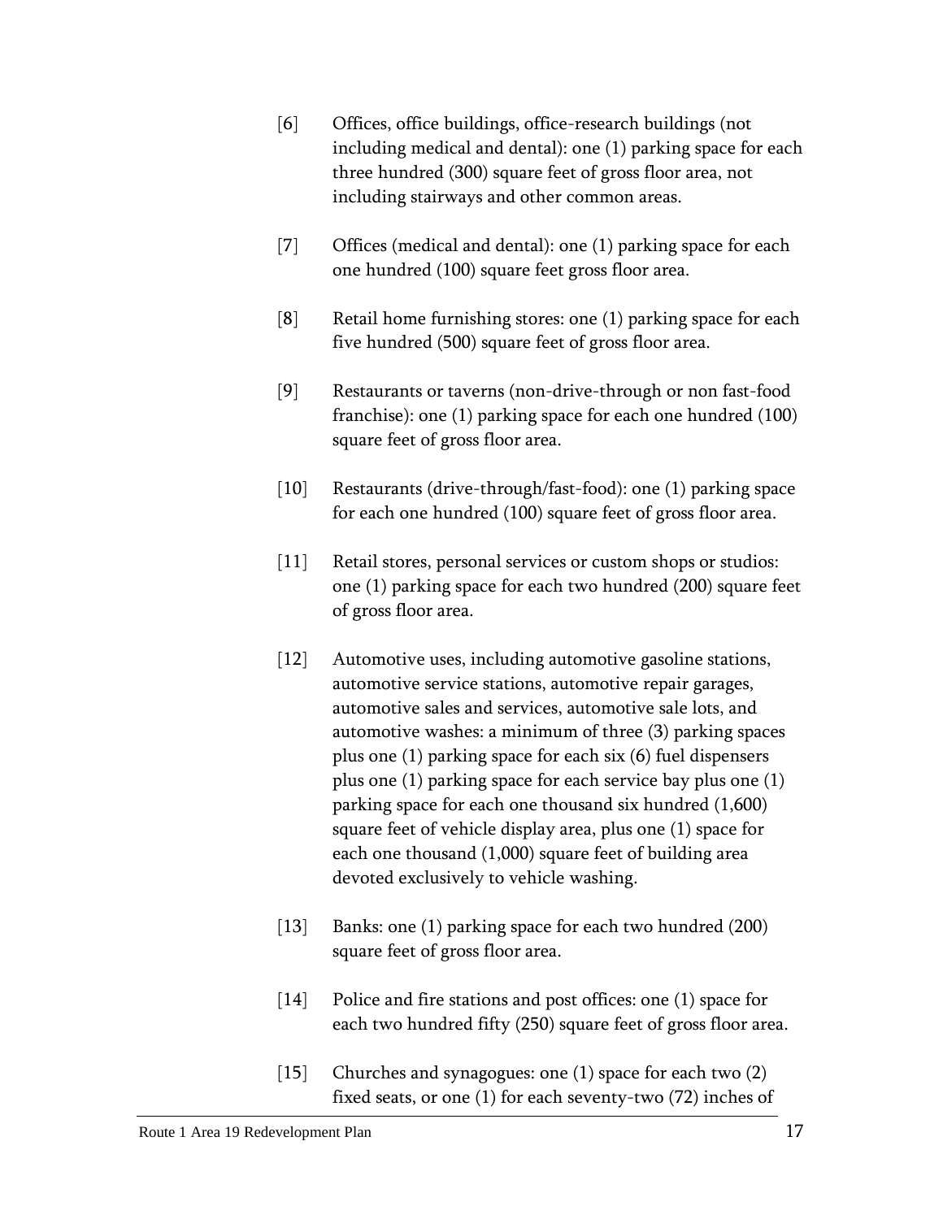[6] Offices, office buildings, office-research buildings (not including medical and dental): one (1) parking space for each three hundred (300) square feet of gross floor area, not including stairways and other common areas.

[7] Offices (medical and dental): one (1) parking space for each one hundred (100) square feet gross floor area.

[8] Retail home furnishing stores: one (1) parking space for each five hundred (500) square feet of gross floor area.

[9] Restaurants or taverns (non-drive-through or non fast-food franchise): one (1) parking space for each one hundred (100) square feet of gross floor area.

[10] Restaurants (drive-through/fast-food): one (1) parking space for each one hundred (100) square feet of gross floor area.

[11] Retail stores, personal services or custom shops or studios: one (1) parking space for each two hundred (200) square feet of gross floor area.

[12] Automotive uses, including automotive gasoline stations, automotive service stations, automotive repair garages, automotive sales and services, automotive sale lots, and automotive washes: a minimum of three (3) parking spaces plus one (1) parking space for each six (6) fuel dispensers plus one (1) parking space for each service bay plus one (1) parking space for each one thousand six hundred (1,600) square feet of vehicle display area, plus one (1) space for each one thousand (1,000) square feet of building area devoted exclusively to vehicle washing.

[13] Banks: one (1) parking space for each two hundred (200) square feet of gross floor area.

[14] Police and fire stations and post offices: one (1) space for each two hundred fifty (250) square feet of gross floor area.

[15] Churches and synagogues: one (1) space for each two (2) fixed seats, or one (1) for each seventy-two (72) inches of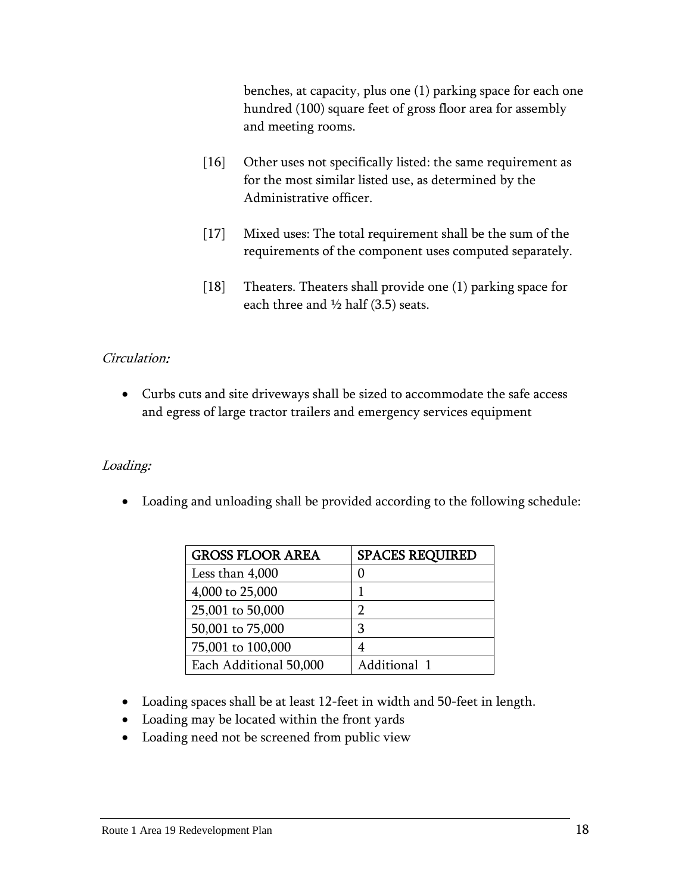benches, at capacity, plus one (1) parking space for each one hundred (100) square feet of gross floor area for assembly and meeting rooms.

[16] Other uses not specifically listed: the same requirement as for the most similar listed use, as determined by the Administrative officer.

[17] Mixed uses: The total requirement shall be the sum of the requirements of the component uses computed separately.

[18] Theaters. Theaters shall provide one (1) parking space for each three and ½ half (3.5) seats.

*Circulation:*

- Curbs cuts and site driveways shall be sized to accommodate the safe access and egress of large tractor trailers and emergency services equipment

*Loading:*

- Loading and unloading shall be provided according to the following schedule:

| GROSS FLOOR AREA | SPACES REQUIRED |
|---|---|
| Less than 4,000 | 0 |
| 4,000 to 25,000 | 1 |
| 25,001 to 50,000 | 2 |
| 50,001 to 75,000 | 3 |
| 75,001 to 100,000 | 4 |
| Each Additional 50,000 | Additional 1 |

- Loading spaces shall be at least 12-feet in width and 50-feet in length.
- Loading may be located within the front yards
- Loading need not be screened from public view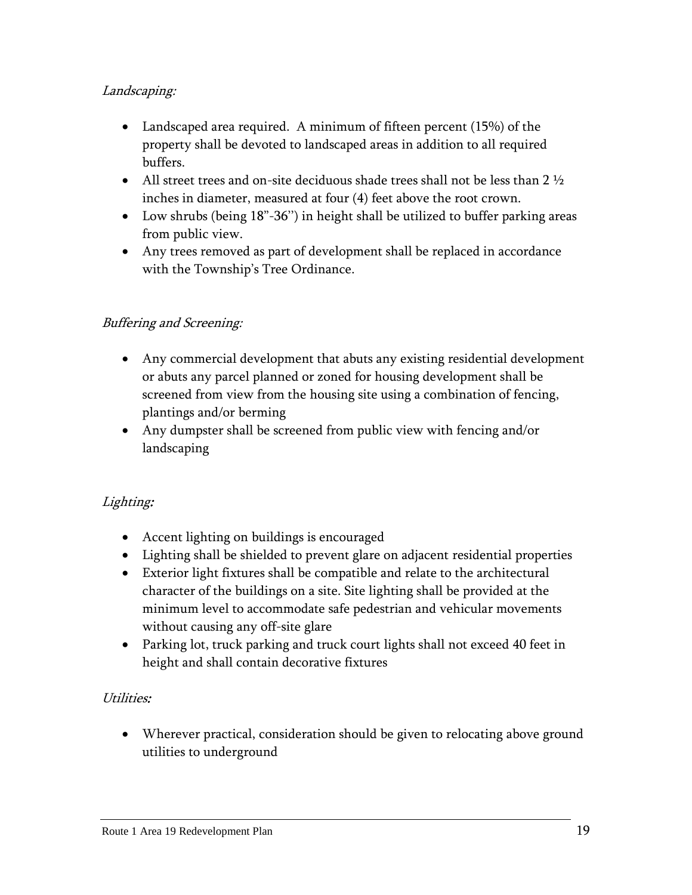*Landscaping:*

- Landscaped area required. A minimum of fifteen percent (15%) of the property shall be devoted to landscaped areas in addition to all required buffers.
- All street trees and on-site deciduous shade trees shall not be less than 2 ½ inches in diameter, measured at four (4) feet above the root crown.
- Low shrubs (being 18"-36") in height shall be utilized to buffer parking areas from public view.
- Any trees removed as part of development shall be replaced in accordance with the Township's Tree Ordinance.

*Buffering and Screening:*

- Any commercial development that abuts any existing residential development or abuts any parcel planned or zoned for housing development shall be screened from view from the housing site using a combination of fencing, plantings and/or berming
- Any dumpster shall be screened from public view with fencing and/or landscaping

*Lighting:*

- Accent lighting on buildings is encouraged
- Lighting shall be shielded to prevent glare on adjacent residential properties
- Exterior light fixtures shall be compatible and relate to the architectural character of the buildings on a site. Site lighting shall be provided at the minimum level to accommodate safe pedestrian and vehicular movements without causing any off-site glare
- Parking lot, truck parking and truck court lights shall not exceed 40 feet in height and shall contain decorative fixtures

*Utilities:*

- Wherever practical, consideration should be given to relocating above ground utilities to underground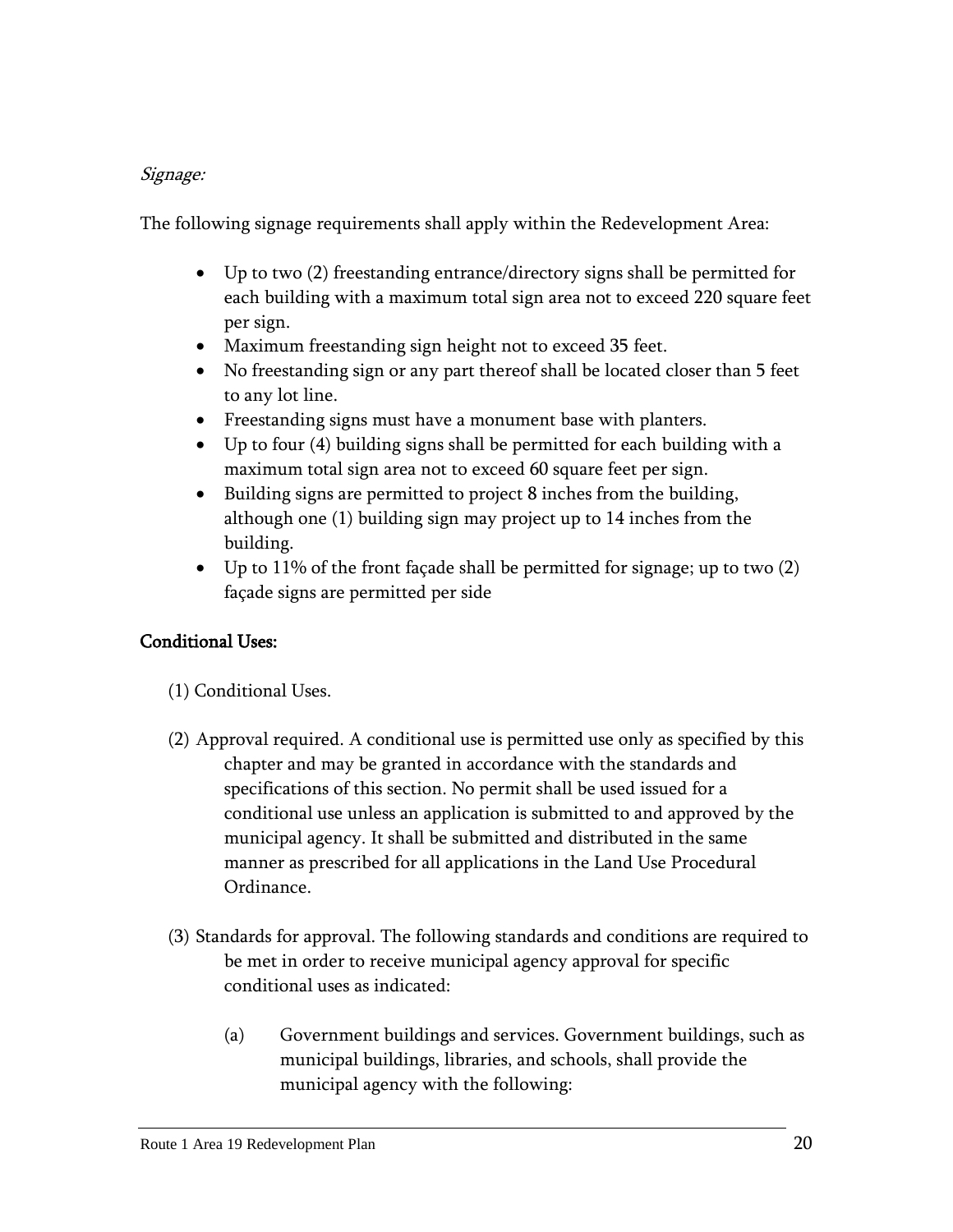*Signage:*

The following signage requirements shall apply within the Redevelopment Area:

- Up to two (2) freestanding entrance/directory signs shall be permitted for each building with a maximum total sign area not to exceed 220 square feet per sign.
- Maximum freestanding sign height not to exceed 35 feet.
- No freestanding sign or any part thereof shall be located closer than 5 feet to any lot line.
- Freestanding signs must have a monument base with planters.
- Up to four (4) building signs shall be permitted for each building with a maximum total sign area not to exceed 60 square feet per sign.
- Building signs are permitted to project 8 inches from the building, although one (1) building sign may project up to 14 inches from the building.
- Up to 11% of the front façade shall be permitted for signage; up to two (2) façade signs are permitted per side

**Conditional Uses:**

(1) Conditional Uses.

(2) Approval required. A conditional use is permitted use only as specified by this chapter and may be granted in accordance with the standards and specifications of this section. No permit shall be used issued for a conditional use unless an application is submitted to and approved by the municipal agency. It shall be submitted and distributed in the same manner as prescribed for all applications in the Land Use Procedural Ordinance.

(3) Standards for approval. The following standards and conditions are required to be met in order to receive municipal agency approval for specific conditional uses as indicated:

(a) Government buildings and services. Government buildings, such as municipal buildings, libraries, and schools, shall provide the municipal agency with the following: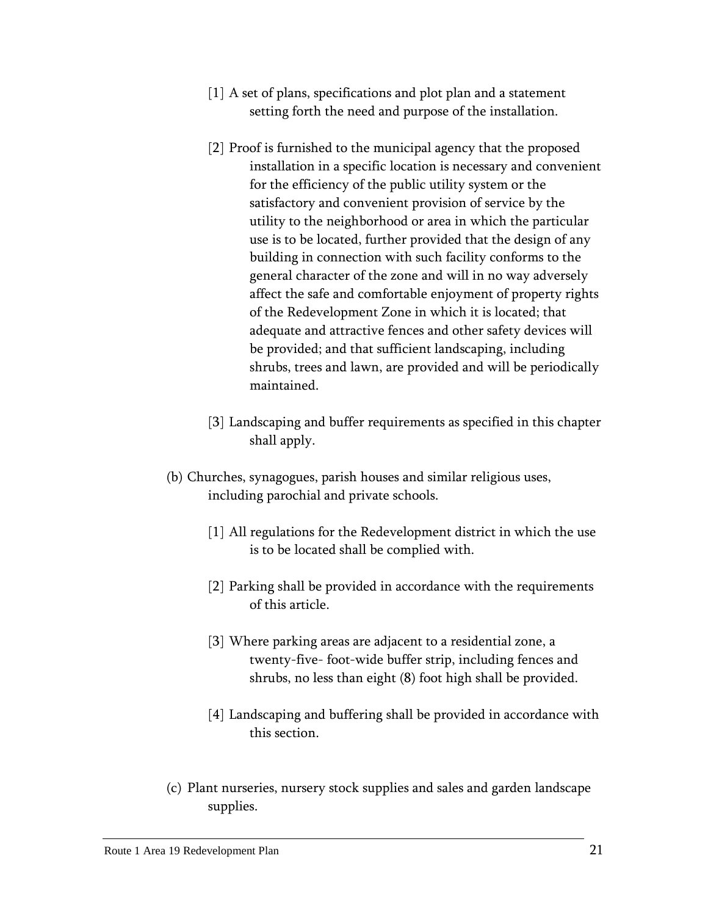[1] A set of plans, specifications and plot plan and a statement setting forth the need and purpose of the installation.

[2] Proof is furnished to the municipal agency that the proposed installation in a specific location is necessary and convenient for the efficiency of the public utility system or the satisfactory and convenient provision of service by the utility to the neighborhood or area in which the particular use is to be located, further provided that the design of any building in connection with such facility conforms to the general character of the zone and will in no way adversely affect the safe and comfortable enjoyment of property rights of the Redevelopment Zone in which it is located; that adequate and attractive fences and other safety devices will be provided; and that sufficient landscaping, including shrubs, trees and lawn, are provided and will be periodically maintained.

[3] Landscaping and buffer requirements as specified in this chapter shall apply.

(b) Churches, synagogues, parish houses and similar religious uses, including parochial and private schools.

[1] All regulations for the Redevelopment district in which the use is to be located shall be complied with.

[2] Parking shall be provided in accordance with the requirements of this article.

[3] Where parking areas are adjacent to a residential zone, a twenty-five- foot-wide buffer strip, including fences and shrubs, no less than eight (8) foot high shall be provided.

[4] Landscaping and buffering shall be provided in accordance with this section.

(c) Plant nurseries, nursery stock supplies and sales and garden landscape supplies.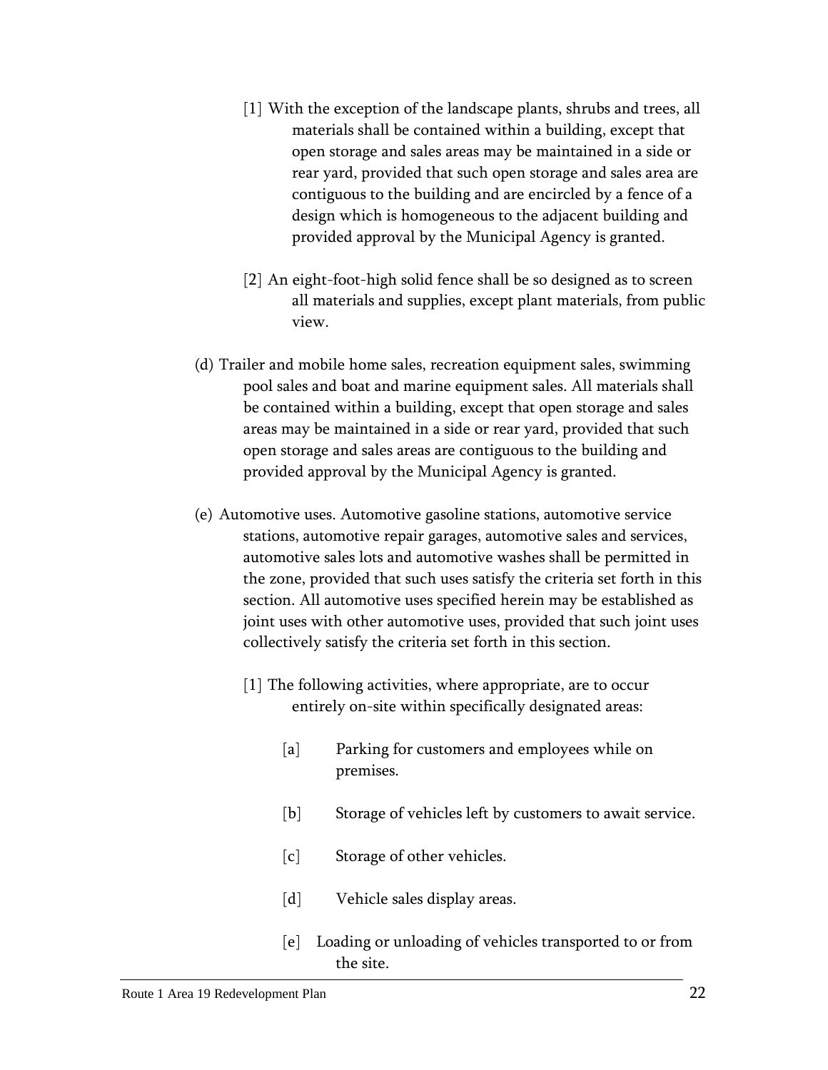[1] With the exception of the landscape plants, shrubs and trees, all materials shall be contained within a building, except that open storage and sales areas may be maintained in a side or rear yard, provided that such open storage and sales area are contiguous to the building and are encircled by a fence of a design which is homogeneous to the adjacent building and provided approval by the Municipal Agency is granted.

[2] An eight-foot-high solid fence shall be so designed as to screen all materials and supplies, except plant materials, from public view.

(d) Trailer and mobile home sales, recreation equipment sales, swimming pool sales and boat and marine equipment sales. All materials shall be contained within a building, except that open storage and sales areas may be maintained in a side or rear yard, provided that such open storage and sales areas are contiguous to the building and provided approval by the Municipal Agency is granted.

(e) Automotive uses. Automotive gasoline stations, automotive service stations, automotive repair garages, automotive sales and services, automotive sales lots and automotive washes shall be permitted in the zone, provided that such uses satisfy the criteria set forth in this section. All automotive uses specified herein may be established as joint uses with other automotive uses, provided that such joint uses collectively satisfy the criteria set forth in this section.

[1] The following activities, where appropriate, are to occur entirely on-site within specifically designated areas:

[a] Parking for customers and employees while on premises.

[b] Storage of vehicles left by customers to await service.

[c] Storage of other vehicles.

[d] Vehicle sales display areas.

[e] Loading or unloading of vehicles transported to or from the site.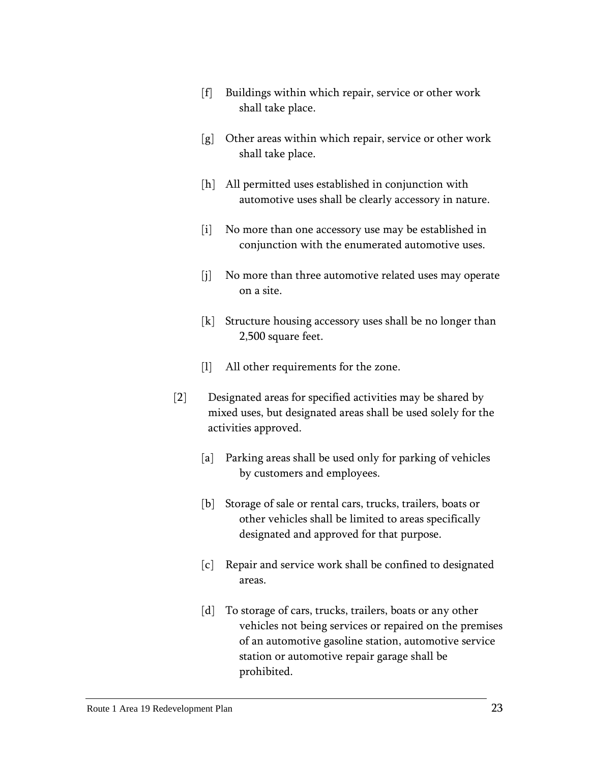[f] Buildings within which repair, service or other work shall take place.

[g] Other areas within which repair, service or other work shall take place.

[h] All permitted uses established in conjunction with automotive uses shall be clearly accessory in nature.

[i] No more than one accessory use may be established in conjunction with the enumerated automotive uses.

[j] No more than three automotive related uses may operate on a site.

[k] Structure housing accessory uses shall be no longer than 2,500 square feet.

[l] All other requirements for the zone.

[2] Designated areas for specified activities may be shared by mixed uses, but designated areas shall be used solely for the activities approved.

[a] Parking areas shall be used only for parking of vehicles by customers and employees.

[b] Storage of sale or rental cars, trucks, trailers, boats or other vehicles shall be limited to areas specifically designated and approved for that purpose.

[c] Repair and service work shall be confined to designated areas.

[d] To storage of cars, trucks, trailers, boats or any other vehicles not being services or repaired on the premises of an automotive gasoline station, automotive service station or automotive repair garage shall be prohibited.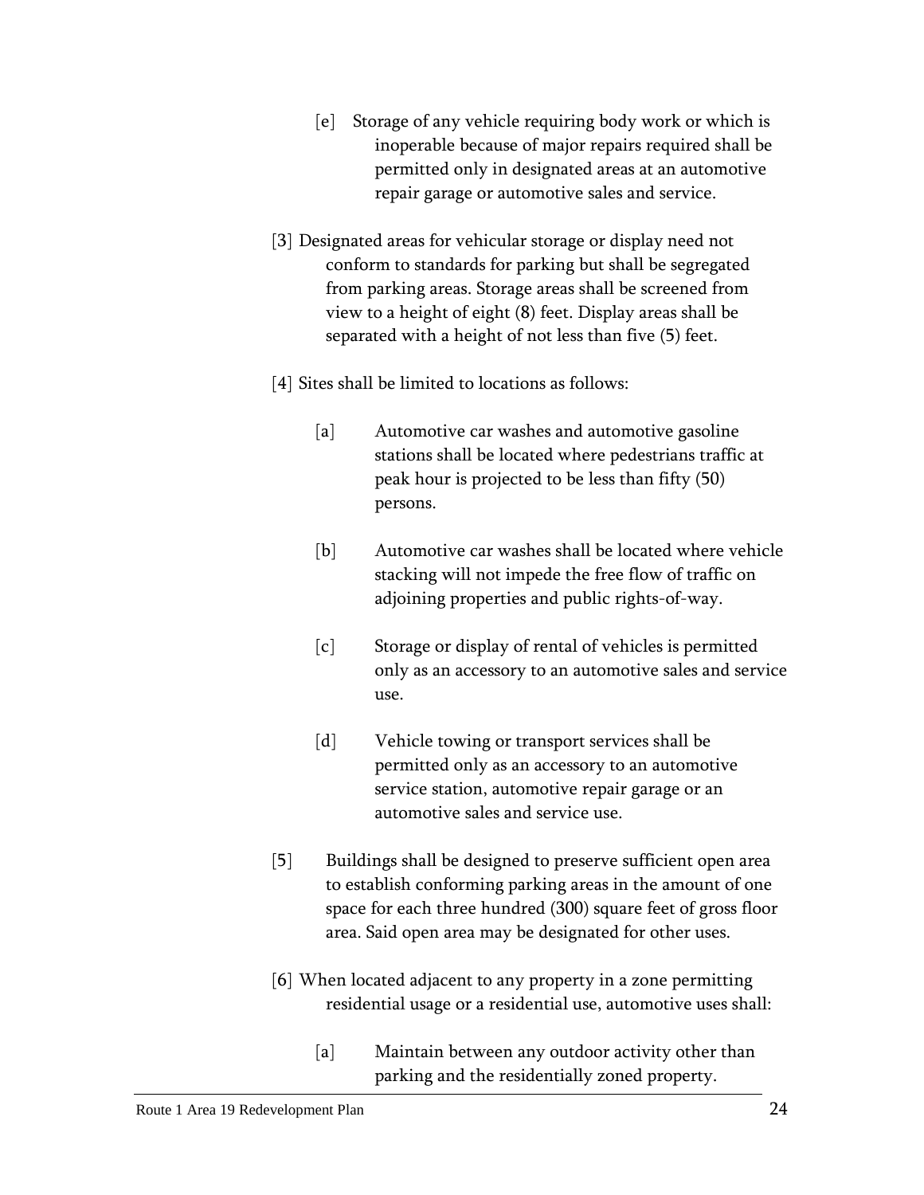[e] Storage of any vehicle requiring body work or which is inoperable because of major repairs required shall be permitted only in designated areas at an automotive repair garage or automotive sales and service.

[3] Designated areas for vehicular storage or display need not conform to standards for parking but shall be segregated from parking areas. Storage areas shall be screened from view to a height of eight (8) feet. Display areas shall be separated with a height of not less than five (5) feet.

[4] Sites shall be limited to locations as follows:

[a] Automotive car washes and automotive gasoline stations shall be located where pedestrians traffic at peak hour is projected to be less than fifty (50) persons.

[b] Automotive car washes shall be located where vehicle stacking will not impede the free flow of traffic on adjoining properties and public rights-of-way.

[c] Storage or display of rental of vehicles is permitted only as an accessory to an automotive sales and service use.

[d] Vehicle towing or transport services shall be permitted only as an accessory to an automotive service station, automotive repair garage or an automotive sales and service use.

[5] Buildings shall be designed to preserve sufficient open area to establish conforming parking areas in the amount of one space for each three hundred (300) square feet of gross floor area. Said open area may be designated for other uses.

[6] When located adjacent to any property in a zone permitting residential usage or a residential use, automotive uses shall:

[a] Maintain between any outdoor activity other than parking and the residentially zoned property.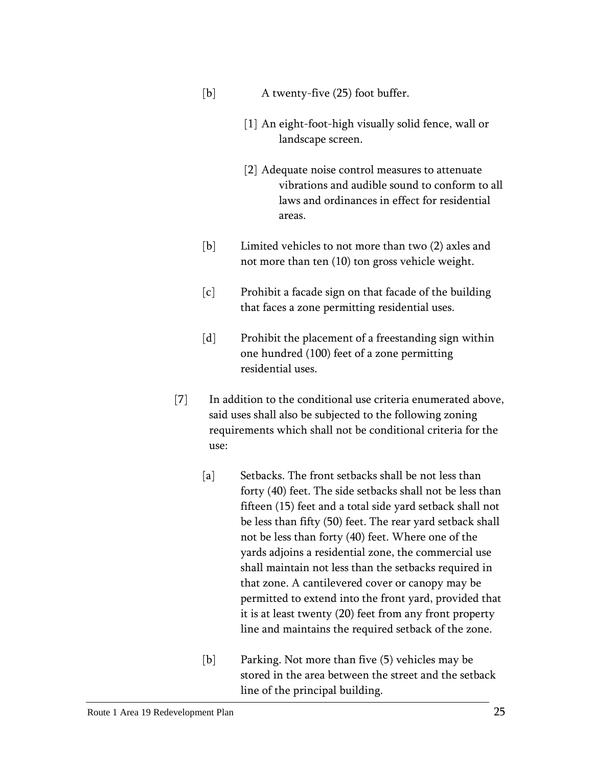[b] A twenty-five (25) foot buffer.

[1] An eight-foot-high visually solid fence, wall or landscape screen.

[2] Adequate noise control measures to attenuate vibrations and audible sound to conform to all laws and ordinances in effect for residential areas.

[b] Limited vehicles to not more than two (2) axles and not more than ten (10) ton gross vehicle weight.

[c] Prohibit a facade sign on that facade of the building that faces a zone permitting residential uses.

[d] Prohibit the placement of a freestanding sign within one hundred (100) feet of a zone permitting residential uses.

[7] In addition to the conditional use criteria enumerated above, said uses shall also be subjected to the following zoning requirements which shall not be conditional criteria for the use:

[a] Setbacks. The front setbacks shall be not less than forty (40) feet. The side setbacks shall not be less than fifteen (15) feet and a total side yard setback shall not be less than fifty (50) feet. The rear yard setback shall not be less than forty (40) feet. Where one of the yards adjoins a residential zone, the commercial use shall maintain not less than the setbacks required in that zone. A cantilevered cover or canopy may be permitted to extend into the front yard, provided that it is at least twenty (20) feet from any front property line and maintains the required setback of the zone.

[b] Parking. Not more than five (5) vehicles may be stored in the area between the street and the setback line of the principal building.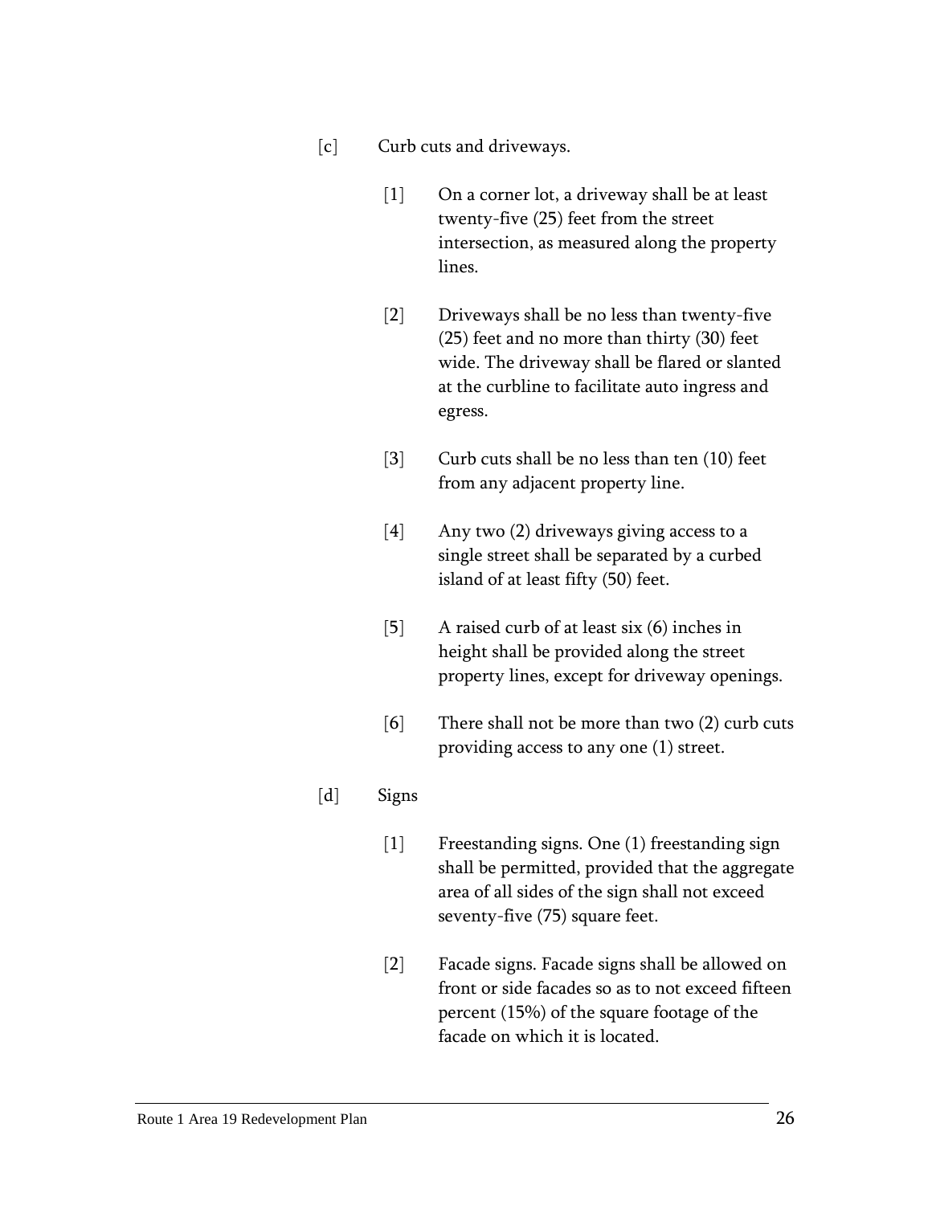[c] Curb cuts and driveways.

[1] On a corner lot, a driveway shall be at least twenty-five (25) feet from the street intersection, as measured along the property lines.

[2] Driveways shall be no less than twenty-five (25) feet and no more than thirty (30) feet wide. The driveway shall be flared or slanted at the curbline to facilitate auto ingress and egress.

[3] Curb cuts shall be no less than ten (10) feet from any adjacent property line.

[4] Any two (2) driveways giving access to a single street shall be separated by a curbed island of at least fifty (50) feet.

[5] A raised curb of at least six (6) inches in height shall be provided along the street property lines, except for driveway openings.

[6] There shall not be more than two (2) curb cuts providing access to any one (1) street.

[d] Signs

[1] Freestanding signs. One (1) freestanding sign shall be permitted, provided that the aggregate area of all sides of the sign shall not exceed seventy-five (75) square feet.

[2] Facade signs. Facade signs shall be allowed on front or side facades so as to not exceed fifteen percent (15%) of the square footage of the facade on which it is located.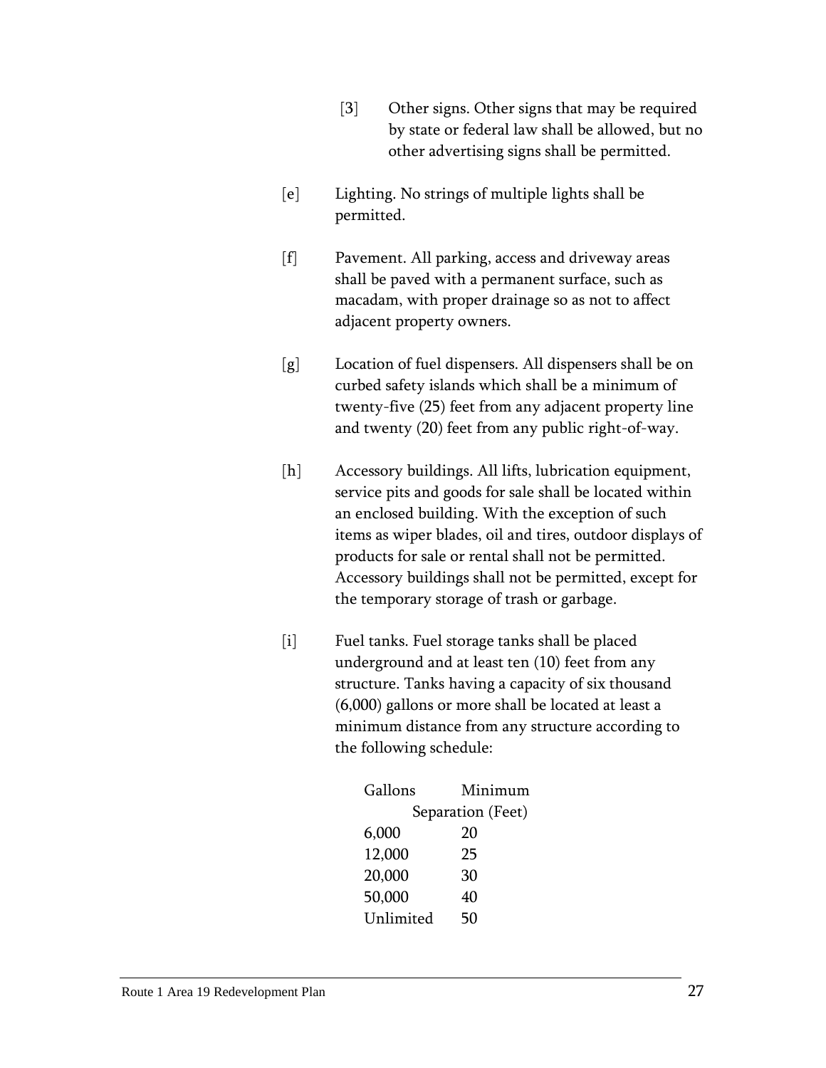[3] Other signs. Other signs that may be required by state or federal law shall be allowed, but no other advertising signs shall be permitted.

[e] Lighting. No strings of multiple lights shall be permitted.

[f] Pavement. All parking, access and driveway areas shall be paved with a permanent surface, such as macadam, with proper drainage so as not to affect adjacent property owners.

[g] Location of fuel dispensers. All dispensers shall be on curbed safety islands which shall be a minimum of twenty-five (25) feet from any adjacent property line and twenty (20) feet from any public right-of-way.

[h] Accessory buildings. All lifts, lubrication equipment, service pits and goods for sale shall be located within an enclosed building. With the exception of such items as wiper blades, oil and tires, outdoor displays of products for sale or rental shall not be permitted. Accessory buildings shall not be permitted, except for the temporary storage of trash or garbage.

[i] Fuel tanks. Fuel storage tanks shall be placed underground and at least ten (10) feet from any structure. Tanks having a capacity of six thousand (6,000) gallons or more shall be located at least a minimum distance from any structure according to the following schedule:

| Gallons | Minimum Separation (Feet) |
|---|---|
| 6,000 | 20 |
| 12,000 | 25 |
| 20,000 | 30 |
| 50,000 | 40 |
| Unlimited | 50 |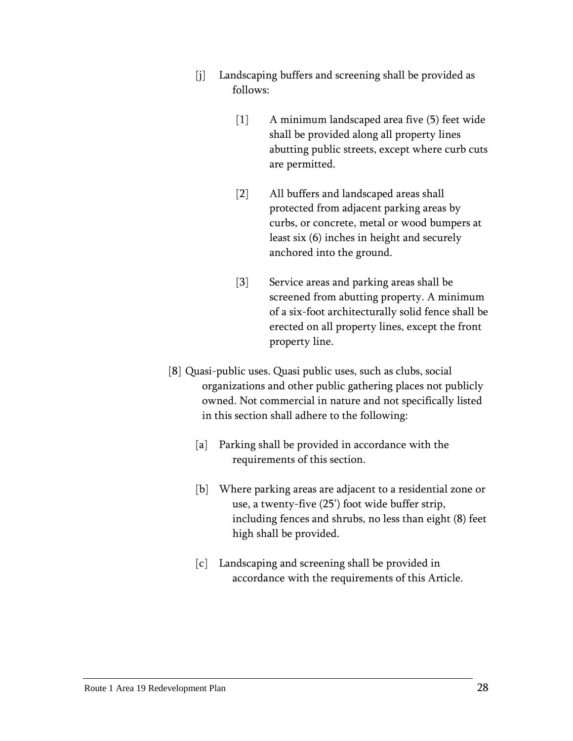[j] Landscaping buffers and screening shall be provided as follows:

[1] A minimum landscaped area five (5) feet wide shall be provided along all property lines abutting public streets, except where curb cuts are permitted.

[2] All buffers and landscaped areas shall protected from adjacent parking areas by curbs, or concrete, metal or wood bumpers at least six (6) inches in height and securely anchored into the ground.

[3] Service areas and parking areas shall be screened from abutting property. A minimum of a six-foot architecturally solid fence shall be erected on all property lines, except the front property line.

[8] Quasi-public uses. Quasi public uses, such as clubs, social organizations and other public gathering places not publicly owned. Not commercial in nature and not specifically listed in this section shall adhere to the following:

[a] Parking shall be provided in accordance with the requirements of this section.

[b] Where parking areas are adjacent to a residential zone or use, a twenty-five (25') foot wide buffer strip, including fences and shrubs, no less than eight (8) feet high shall be provided.

[c] Landscaping and screening shall be provided in accordance with the requirements of this Article.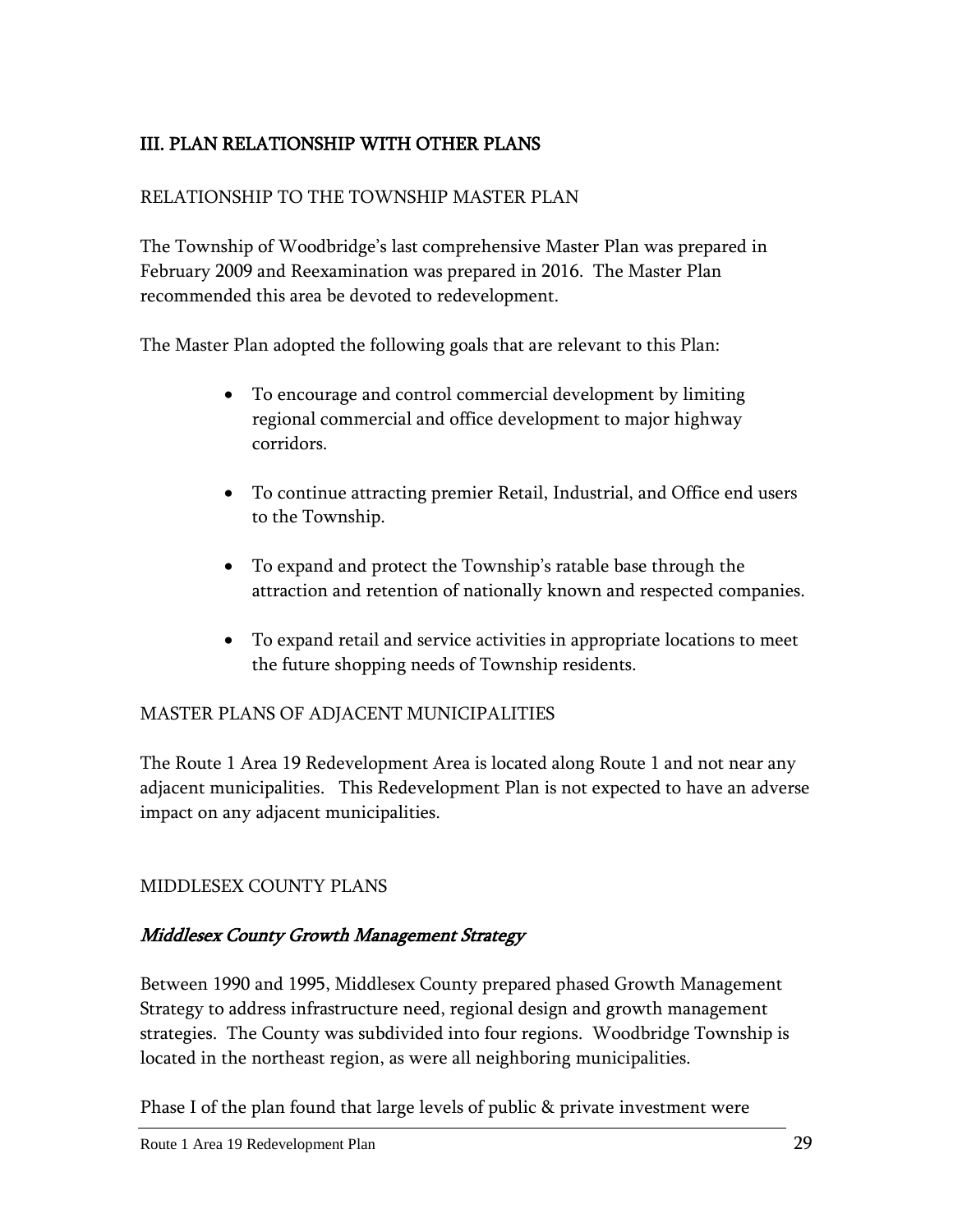## III. PLAN RELATIONSHIP WITH OTHER PLANS

### RELATIONSHIP TO THE TOWNSHIP MASTER PLAN

The Township of Woodbridge's last comprehensive Master Plan was prepared in February 2009 and Reexamination was prepared in 2016. The Master Plan recommended this area be devoted to redevelopment.

The Master Plan adopted the following goals that are relevant to this Plan:

- To encourage and control commercial development by limiting regional commercial and office development to major highway corridors.
- To continue attracting premier Retail, Industrial, and Office end users to the Township.
- To expand and protect the Township's ratable base through the attraction and retention of nationally known and respected companies.
- To expand retail and service activities in appropriate locations to meet the future shopping needs of Township residents.

### MASTER PLANS OF ADJACENT MUNICIPALITIES

The Route 1 Area 19 Redevelopment Area is located along Route 1 and not near any adjacent municipalities. This Redevelopment Plan is not expected to have an adverse impact on any adjacent municipalities.

### MIDDLESEX COUNTY PLANS

#### *Middlesex County Growth Management Strategy*

Between 1990 and 1995, Middlesex County prepared phased Growth Management Strategy to address infrastructure need, regional design and growth management strategies. The County was subdivided into four regions. Woodbridge Township is located in the northeast region, as were all neighboring municipalities.

Phase I of the plan found that large levels of public & private investment were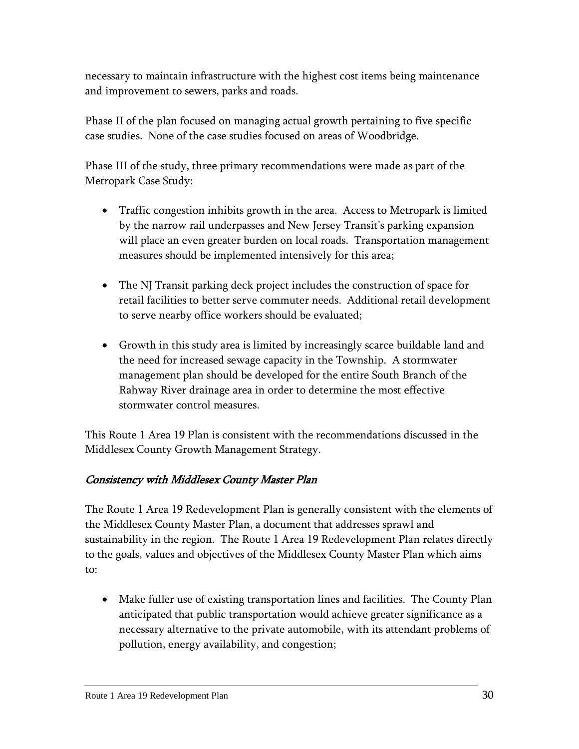necessary to maintain infrastructure with the highest cost items being maintenance and improvement to sewers, parks and roads.

Phase II of the plan focused on managing actual growth pertaining to five specific case studies. None of the case studies focused on areas of Woodbridge.

Phase III of the study, three primary recommendations were made as part of the Metropark Case Study:

- Traffic congestion inhibits growth in the area. Access to Metropark is limited by the narrow rail underpasses and New Jersey Transit's parking expansion will place an even greater burden on local roads. Transportation management measures should be implemented intensively for this area;

- The NJ Transit parking deck project includes the construction of space for retail facilities to better serve commuter needs. Additional retail development to serve nearby office workers should be evaluated;

- Growth in this study area is limited by increasingly scarce buildable land and the need for increased sewage capacity in the Township. A stormwater management plan should be developed for the entire South Branch of the Rahway River drainage area in order to determine the most effective stormwater control measures.

This Route 1 Area 19 Plan is consistent with the recommendations discussed in the Middlesex County Growth Management Strategy.

### *Consistency with Middlesex County Master Plan*

The Route 1 Area 19 Redevelopment Plan is generally consistent with the elements of the Middlesex County Master Plan, a document that addresses sprawl and sustainability in the region. The Route 1 Area 19 Redevelopment Plan relates directly to the goals, values and objectives of the Middlesex County Master Plan which aims to:

- Make fuller use of existing transportation lines and facilities. The County Plan anticipated that public transportation would achieve greater significance as a necessary alternative to the private automobile, with its attendant problems of pollution, energy availability, and congestion;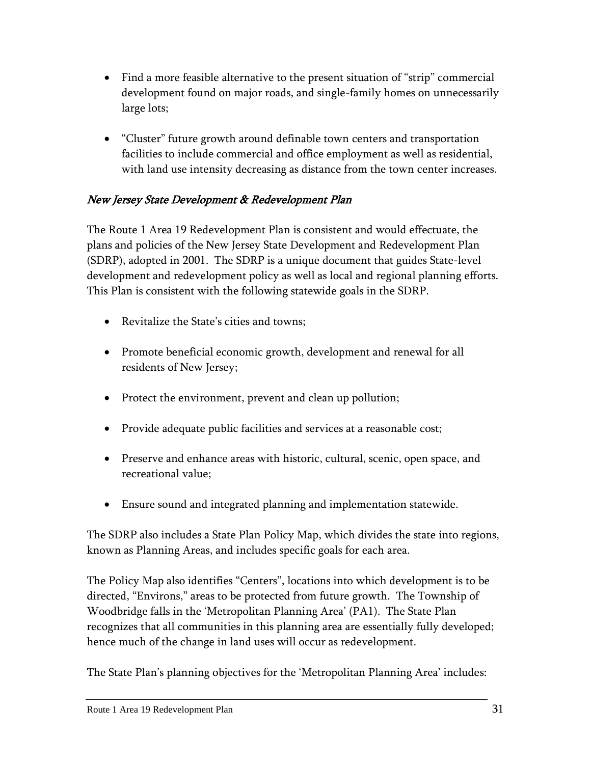- Find a more feasible alternative to the present situation of “strip” commercial development found on major roads, and single-family homes on unnecessarily large lots;

- “Cluster” future growth around definable town centers and transportation facilities to include commercial and office employment as well as residential, with land use intensity decreasing as distance from the town center increases.

### *New Jersey State Development & Redevelopment Plan*

The Route 1 Area 19 Redevelopment Plan is consistent and would effectuate, the plans and policies of the New Jersey State Development and Redevelopment Plan (SDRP), adopted in 2001. The SDRP is a unique document that guides State-level development and redevelopment policy as well as local and regional planning efforts. This Plan is consistent with the following statewide goals in the SDRP.

- Revitalize the State’s cities and towns;

- Promote beneficial economic growth, development and renewal for all residents of New Jersey;

- Protect the environment, prevent and clean up pollution;

- Provide adequate public facilities and services at a reasonable cost;

- Preserve and enhance areas with historic, cultural, scenic, open space, and recreational value;

- Ensure sound and integrated planning and implementation statewide.

The SDRP also includes a State Plan Policy Map, which divides the state into regions, known as Planning Areas, and includes specific goals for each area.

The Policy Map also identifies “Centers”, locations into which development is to be directed, “Environs,” areas to be protected from future growth. The Township of Woodbridge falls in the ‘Metropolitan Planning Area’ (PA1). The State Plan recognizes that all communities in this planning area are essentially fully developed; hence much of the change in land uses will occur as redevelopment.

The State Plan’s planning objectives for the ‘Metropolitan Planning Area’ includes: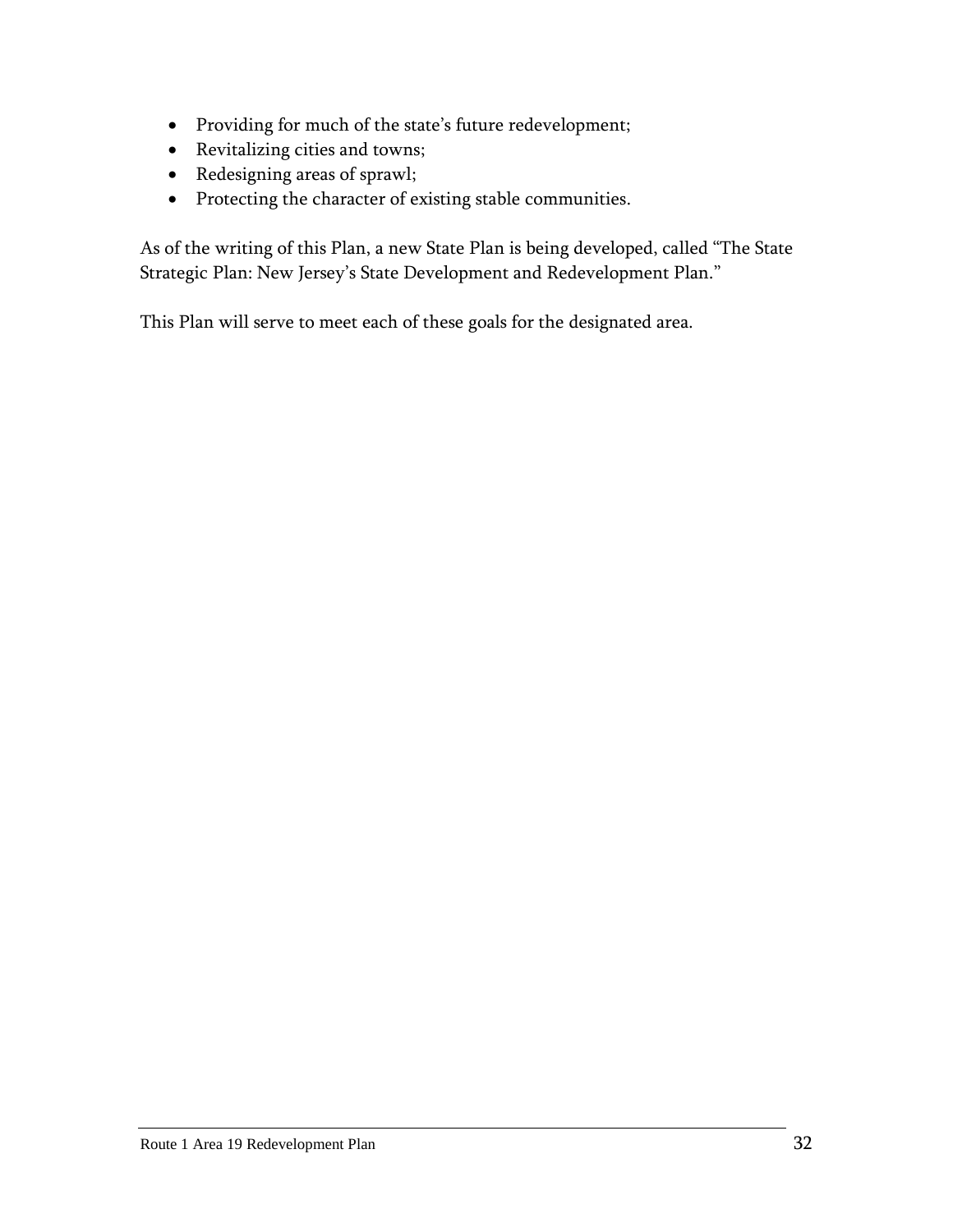- Providing for much of the state's future redevelopment;
- Revitalizing cities and towns;
- Redesigning areas of sprawl;
- Protecting the character of existing stable communities.

As of the writing of this Plan, a new State Plan is being developed, called "The State Strategic Plan: New Jersey's State Development and Redevelopment Plan."

This Plan will serve to meet each of these goals for the designated area.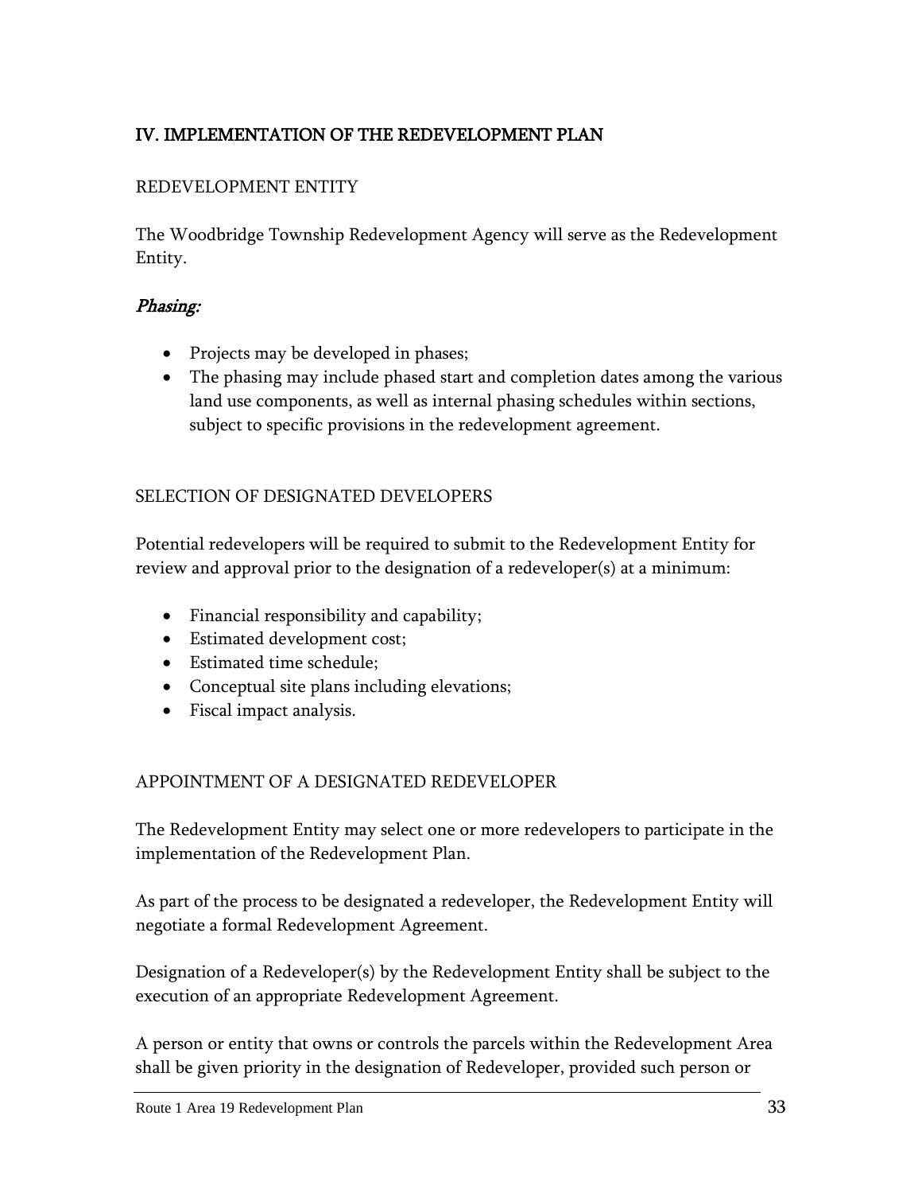## IV. IMPLEMENTATION OF THE REDEVELOPMENT PLAN

### REDEVELOPMENT ENTITY

The Woodbridge Township Redevelopment Agency will serve as the Redevelopment Entity.

### *Phasing:*

- Projects may be developed in phases;
- The phasing may include phased start and completion dates among the various land use components, as well as internal phasing schedules within sections, subject to specific provisions in the redevelopment agreement.

### SELECTION OF DESIGNATED DEVELOPERS

Potential redevelopers will be required to submit to the Redevelopment Entity for review and approval prior to the designation of a redeveloper(s) at a minimum:

- Financial responsibility and capability;
- Estimated development cost;
- Estimated time schedule;
- Conceptual site plans including elevations;
- Fiscal impact analysis.

### APPOINTMENT OF A DESIGNATED REDEVELOPER

The Redevelopment Entity may select one or more redevelopers to participate in the implementation of the Redevelopment Plan.

As part of the process to be designated a redeveloper, the Redevelopment Entity will negotiate a formal Redevelopment Agreement.

Designation of a Redeveloper(s) by the Redevelopment Entity shall be subject to the execution of an appropriate Redevelopment Agreement.

A person or entity that owns or controls the parcels within the Redevelopment Area shall be given priority in the designation of Redeveloper, provided such person or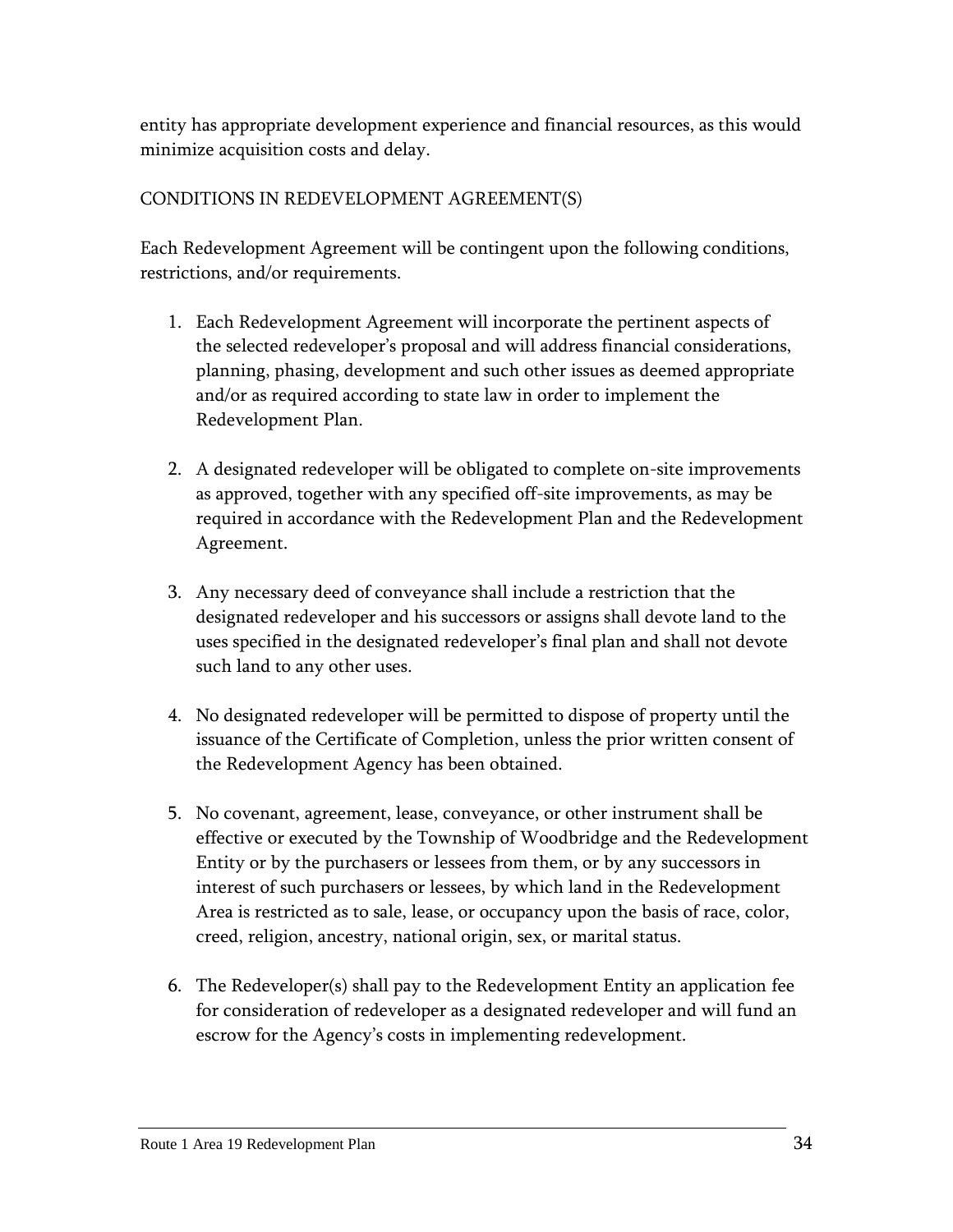entity has appropriate development experience and financial resources, as this would minimize acquisition costs and delay.

## CONDITIONS IN REDEVELOPMENT AGREEMENT(S)

Each Redevelopment Agreement will be contingent upon the following conditions, restrictions, and/or requirements.

1. Each Redevelopment Agreement will incorporate the pertinent aspects of the selected redeveloper's proposal and will address financial considerations, planning, phasing, development and such other issues as deemed appropriate and/or as required according to state law in order to implement the Redevelopment Plan.

2. A designated redeveloper will be obligated to complete on-site improvements as approved, together with any specified off-site improvements, as may be required in accordance with the Redevelopment Plan and the Redevelopment Agreement.

3. Any necessary deed of conveyance shall include a restriction that the designated redeveloper and his successors or assigns shall devote land to the uses specified in the designated redeveloper's final plan and shall not devote such land to any other uses.

4. No designated redeveloper will be permitted to dispose of property until the issuance of the Certificate of Completion, unless the prior written consent of the Redevelopment Agency has been obtained.

5. No covenant, agreement, lease, conveyance, or other instrument shall be effective or executed by the Township of Woodbridge and the Redevelopment Entity or by the purchasers or lessees from them, or by any successors in interest of such purchasers or lessees, by which land in the Redevelopment Area is restricted as to sale, lease, or occupancy upon the basis of race, color, creed, religion, ancestry, national origin, sex, or marital status.

6. The Redeveloper(s) shall pay to the Redevelopment Entity an application fee for consideration of redeveloper as a designated redeveloper and will fund an escrow for the Agency's costs in implementing redevelopment.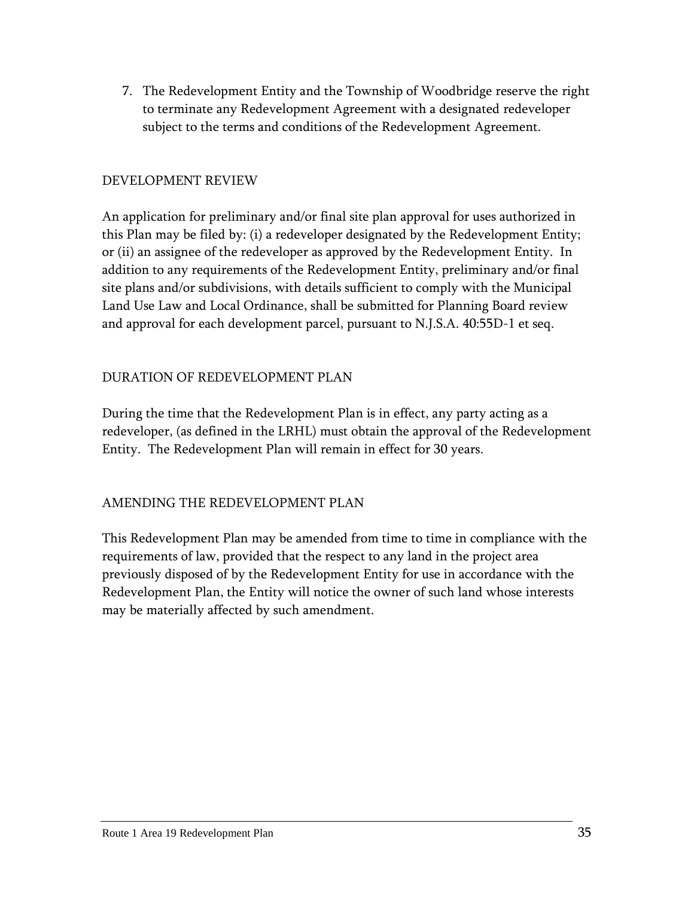7. The Redevelopment Entity and the Township of Woodbridge reserve the right to terminate any Redevelopment Agreement with a designated redeveloper subject to the terms and conditions of the Redevelopment Agreement.

## DEVELOPMENT REVIEW

An application for preliminary and/or final site plan approval for uses authorized in this Plan may be filed by: (i) a redeveloper designated by the Redevelopment Entity; or (ii) an assignee of the redeveloper as approved by the Redevelopment Entity. In addition to any requirements of the Redevelopment Entity, preliminary and/or final site plans and/or subdivisions, with details sufficient to comply with the Municipal Land Use Law and Local Ordinance, shall be submitted for Planning Board review and approval for each development parcel, pursuant to N.J.S.A. 40:55D-1 et seq.

## DURATION OF REDEVELOPMENT PLAN

During the time that the Redevelopment Plan is in effect, any party acting as a redeveloper, (as defined in the LRHL) must obtain the approval of the Redevelopment Entity. The Redevelopment Plan will remain in effect for 30 years.

## AMENDING THE REDEVELOPMENT PLAN

This Redevelopment Plan may be amended from time to time in compliance with the requirements of law, provided that the respect to any land in the project area previously disposed of by the Redevelopment Entity for use in accordance with the Redevelopment Plan, the Entity will notice the owner of such land whose interests may be materially affected by such amendment.